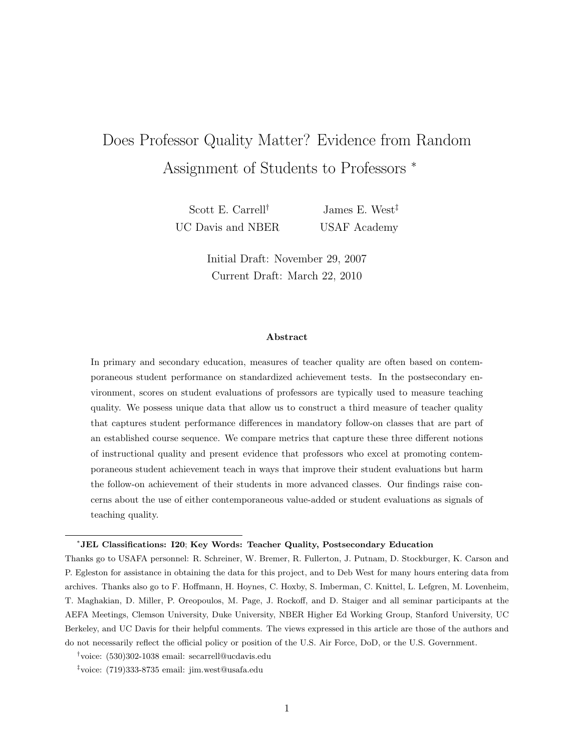# Does Professor Quality Matter? Evidence from Random Assignment of Students to Professors *

Scott E. Carrell[†]
UC Davis and NBER

James E. West[‡]
USAF Academy

Initial Draft: November 29, 2007
Current Draft: March 22, 2010

### Abstract

In primary and secondary education, measures of teacher quality are often based on contemporaneous student performance on standardized achievement tests. In the postsecondary environment, scores on student evaluations of professors are typically used to measure teaching quality. We possess unique data that allow us to construct a third measure of teacher quality that captures student performance differences in mandatory follow-on classes that are part of an established course sequence. We compare metrics that capture these three different notions of instructional quality and present evidence that professors who excel at promoting contemporaneous student achievement teach in ways that improve their student evaluations but harm the follow-on achievement of their students in more advanced classes. Our findings raise concerns about the use of either contemporaneous value-added or student evaluations as signals of teaching quality.

---

*__JEL Classifications: I20__; __Key Words: Teacher Quality, Postsecondary Education__

Thanks go to USAFA personnel: R. Schreiner, W. Bremer, R. Fullerton, J. Putnam, D. Stockburger, K. Carson and P. Egleston for assistance in obtaining the data for this project, and to Deb West for many hours entering data from archives. Thanks also go to F. Hoffmann, H. Hoynes, C. Hoxby, S. Imberman, C. Knittel, L. Lefgren, M. Lovenheim, T. Maghakian, D. Miller, P. Oreopoulos, M. Page, J. Rockoff, and D. Staiger and all seminar participants at the AEFA Meetings, Clemson University, Duke University, NBER Higher Ed Working Group, Stanford University, UC Berkeley, and UC Davis for their helpful comments. The views expressed in this article are those of the authors and do not necessarily reflect the official policy or position of the U.S. Air Force, DoD, or the U.S. Government.

[†]voice: (530)302-1038 email: secarrell@ucdavis.edu

[‡]voice: (719)333-8735 email: jim.west@usafa.edu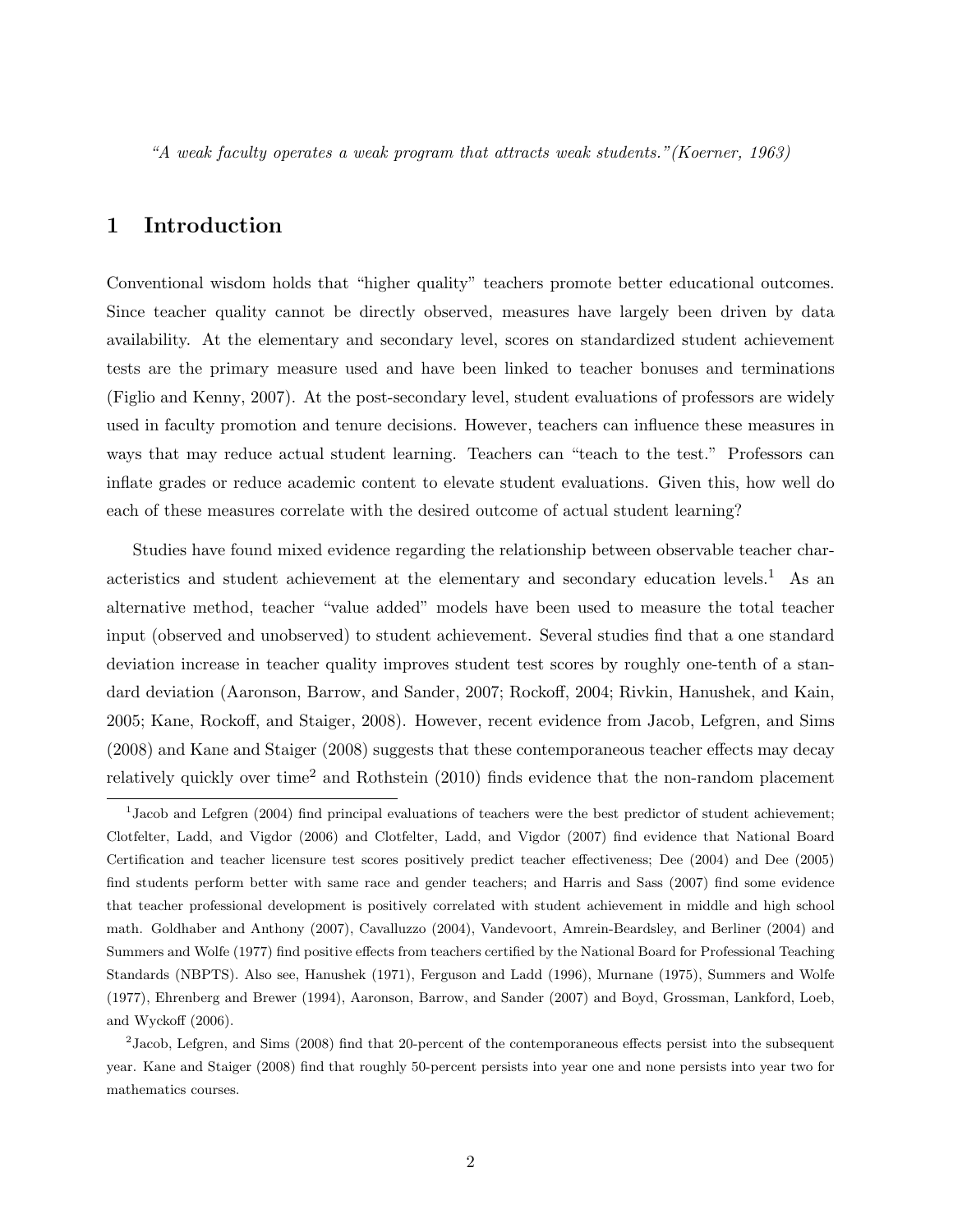*"A weak faculty operates a weak program that attracts weak students."(Koerner, 1963)*

# 1 Introduction

Conventional wisdom holds that "higher quality" teachers promote better educational outcomes. Since teacher quality cannot be directly observed, measures have largely been driven by data availability. At the elementary and secondary level, scores on standardized student achievement tests are the primary measure used and have been linked to teacher bonuses and terminations (Figlio and Kenny, 2007). At the post-secondary level, student evaluations of professors are widely used in faculty promotion and tenure decisions. However, teachers can influence these measures in ways that may reduce actual student learning. Teachers can "teach to the test." Professors can inflate grades or reduce academic content to elevate student evaluations. Given this, how well do each of these measures correlate with the desired outcome of actual student learning?

Studies have found mixed evidence regarding the relationship between observable teacher characteristics and student achievement at the elementary and secondary education levels.[1] As an alternative method, teacher "value added" models have been used to measure the total teacher input (observed and unobserved) to student achievement. Several studies find that a one standard deviation increase in teacher quality improves student test scores by roughly one-tenth of a standard deviation (Aaronson, Barrow, and Sander, 2007; Rockoff, 2004; Rivkin, Hanushek, and Kain, 2005; Kane, Rockoff, and Staiger, 2008). However, recent evidence from Jacob, Lefgren, and Sims (2008) and Kane and Staiger (2008) suggests that these contemporaneous teacher effects may decay relatively quickly over time[2] and Rothstein (2010) finds evidence that the non-random placement

[1] Jacob and Lefgren (2004) find principal evaluations of teachers were the best predictor of student achievement; Clotfelter, Ladd, and Vigdor (2006) and Clotfelter, Ladd, and Vigdor (2007) find evidence that National Board Certification and teacher licensure test scores positively predict teacher effectiveness; Dee (2004) and Dee (2005) find students perform better with same race and gender teachers; and Harris and Sass (2007) find some evidence that teacher professional development is positively correlated with student achievement in middle and high school math. Goldhaber and Anthony (2007), Cavalluzzo (2004), Vandevoort, Amrein-Beardsley, and Berliner (2004) and Summers and Wolfe (1977) find positive effects from teachers certified by the National Board for Professional Teaching Standards (NBPTS). Also see, Hanushek (1971), Ferguson and Ladd (1996), Murnane (1975), Summers and Wolfe (1977), Ehrenberg and Brewer (1994), Aaronson, Barrow, and Sander (2007) and Boyd, Grossman, Lankford, Loeb, and Wyckoff (2006).

[2] Jacob, Lefgren, and Sims (2008) find that 20-percent of the contemporaneous effects persist into the subsequent year. Kane and Staiger (2008) find that roughly 50-percent persists into year one and none persists into year two for mathematics courses.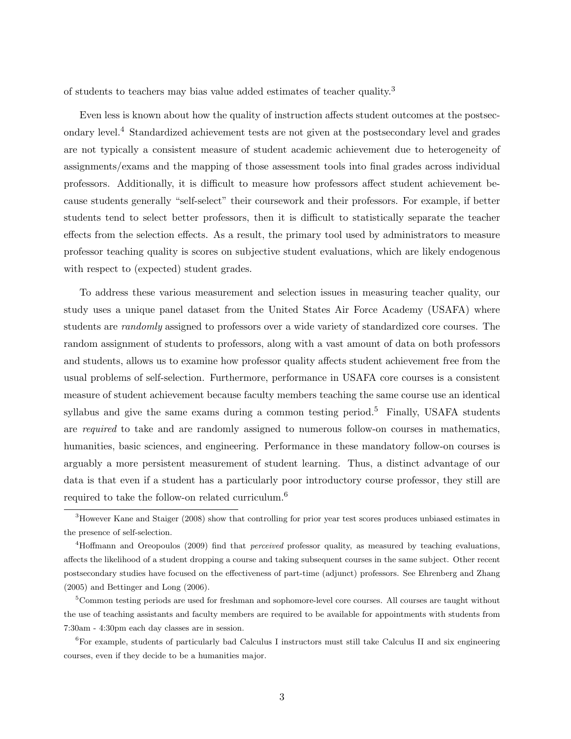of students to teachers may bias value added estimates of teacher quality.[3]

Even less is known about how the quality of instruction affects student outcomes at the postsecondary level.[4] Standardized achievement tests are not given at the postsecondary level and grades are not typically a consistent measure of student academic achievement due to heterogeneity of assignments/exams and the mapping of those assessment tools into final grades across individual professors. Additionally, it is difficult to measure how professors affect student achievement because students generally "self-select" their coursework and their professors. For example, if better students tend to select better professors, then it is difficult to statistically separate the teacher effects from the selection effects. As a result, the primary tool used by administrators to measure professor teaching quality is scores on subjective student evaluations, which are likely endogenous with respect to (expected) student grades.

To address these various measurement and selection issues in measuring teacher quality, our study uses a unique panel dataset from the United States Air Force Academy (USAFA) where students are *randomly* assigned to professors over a wide variety of standardized core courses. The random assignment of students to professors, along with a vast amount of data on both professors and students, allows us to examine how professor quality affects student achievement free from the usual problems of self-selection. Furthermore, performance in USAFA core courses is a consistent measure of student achievement because faculty members teaching the same course use an identical syllabus and give the same exams during a common testing period.[5] Finally, USAFA students are *required* to take and are randomly assigned to numerous follow-on courses in mathematics, humanities, basic sciences, and engineering. Performance in these mandatory follow-on courses is arguably a more persistent measurement of student learning. Thus, a distinct advantage of our data is that even if a student has a particularly poor introductory course professor, they still are required to take the follow-on related curriculum.[6]

---

[3] However Kane and Staiger (2008) show that controlling for prior year test scores produces unbiased estimates in the presence of self-selection.

[4] Hoffmann and Oreopoulos (2009) find that *perceived* professor quality, as measured by teaching evaluations, affects the likelihood of a student dropping a course and taking subsequent courses in the same subject. Other recent postsecondary studies have focused on the effectiveness of part-time (adjunct) professors. See Ehrenberg and Zhang (2005) and Bettinger and Long (2006).

[5] Common testing periods are used for freshman and sophomore-level core courses. All courses are taught without the use of teaching assistants and faculty members are required to be available for appointments with students from 7:30am - 4:30pm each day classes are in session.

[6] For example, students of particularly bad Calculus I instructors must still take Calculus II and six engineering courses, even if they decide to be a humanities major.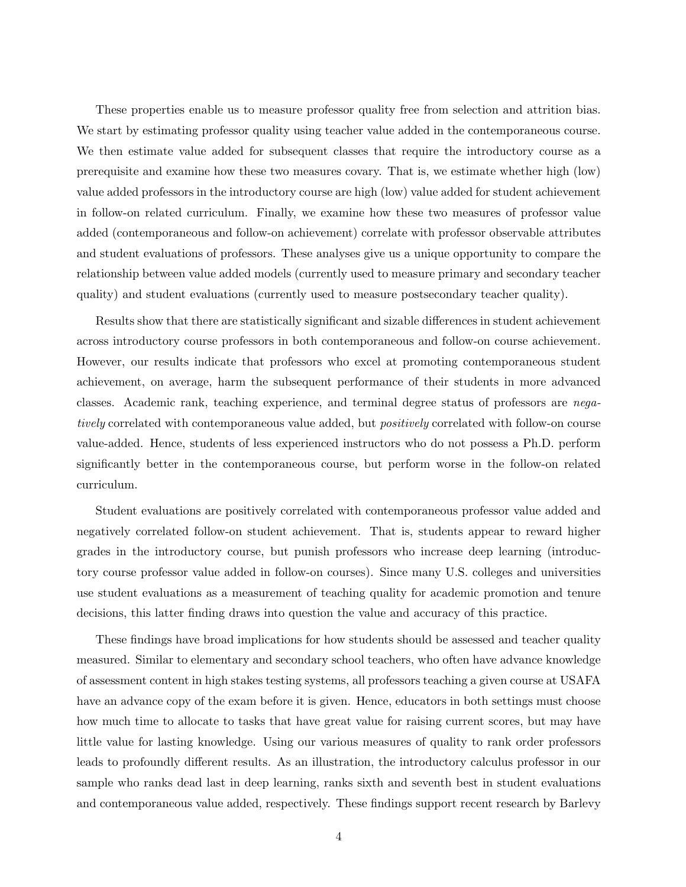These properties enable us to measure professor quality free from selection and attrition bias. We start by estimating professor quality using teacher value added in the contemporaneous course. We then estimate value added for subsequent classes that require the introductory course as a prerequisite and examine how these two measures covary. That is, we estimate whether high (low) value added professors in the introductory course are high (low) value added for student achievement in follow-on related curriculum. Finally, we examine how these two measures of professor value added (contemporaneous and follow-on achievement) correlate with professor observable attributes and student evaluations of professors. These analyses give us a unique opportunity to compare the relationship between value added models (currently used to measure primary and secondary teacher quality) and student evaluations (currently used to measure postsecondary teacher quality).

Results show that there are statistically significant and sizable differences in student achievement across introductory course professors in both contemporaneous and follow-on course achievement. However, our results indicate that professors who excel at promoting contemporaneous student achievement, on average, harm the subsequent performance of their students in more advanced classes. Academic rank, teaching experience, and terminal degree status of professors are *negatively* correlated with contemporaneous value added, but *positively* correlated with follow-on course value-added. Hence, students of less experienced instructors who do not possess a Ph.D. perform significantly better in the contemporaneous course, but perform worse in the follow-on related curriculum.

Student evaluations are positively correlated with contemporaneous professor value added and negatively correlated follow-on student achievement. That is, students appear to reward higher grades in the introductory course, but punish professors who increase deep learning (introductory course professor value added in follow-on courses). Since many U.S. colleges and universities use student evaluations as a measurement of teaching quality for academic promotion and tenure decisions, this latter finding draws into question the value and accuracy of this practice.

These findings have broad implications for how students should be assessed and teacher quality measured. Similar to elementary and secondary school teachers, who often have advance knowledge of assessment content in high stakes testing systems, all professors teaching a given course at USAFA have an advance copy of the exam before it is given. Hence, educators in both settings must choose how much time to allocate to tasks that have great value for raising current scores, but may have little value for lasting knowledge. Using our various measures of quality to rank order professors leads to profoundly different results. As an illustration, the introductory calculus professor in our sample who ranks dead last in deep learning, ranks sixth and seventh best in student evaluations and contemporaneous value added, respectively. These findings support recent research by Barlevy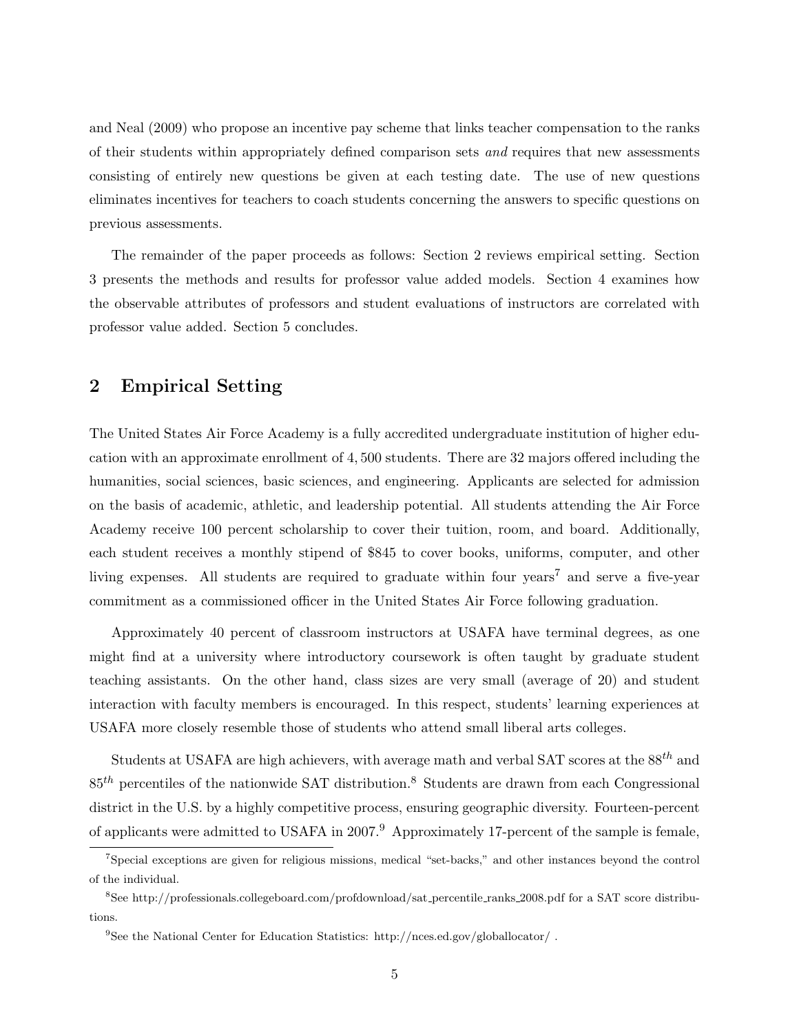and Neal (2009) who propose an incentive pay scheme that links teacher compensation to the ranks of their students within appropriately defined comparison sets *and* requires that new assessments consisting of entirely new questions be given at each testing date. The use of new questions eliminates incentives for teachers to coach students concerning the answers to specific questions on previous assessments.

The remainder of the paper proceeds as follows: Section 2 reviews empirical setting. Section 3 presents the methods and results for professor value added models. Section 4 examines how the observable attributes of professors and student evaluations of instructors are correlated with professor value added. Section 5 concludes.

## 2 Empirical Setting

The United States Air Force Academy is a fully accredited undergraduate institution of higher education with an approximate enrollment of 4,500 students. There are 32 majors offered including the humanities, social sciences, basic sciences, and engineering. Applicants are selected for admission on the basis of academic, athletic, and leadership potential. All students attending the Air Force Academy receive 100 percent scholarship to cover their tuition, room, and board. Additionally, each student receives a monthly stipend of $845 to cover books, uniforms, computer, and other living expenses. All students are required to graduate within four years[7] and serve a five-year commitment as a commissioned officer in the United States Air Force following graduation.

Approximately 40 percent of classroom instructors at USAFA have terminal degrees, as one might find at a university where introductory coursework is often taught by graduate student teaching assistants. On the other hand, class sizes are very small (average of 20) and student interaction with faculty members is encouraged. In this respect, students' learning experiences at USAFA more closely resemble those of students who attend small liberal arts colleges.

Students at USAFA are high achievers, with average math and verbal SAT scores at the $88^{th}$ and $85^{th}$ percentiles of the nationwide SAT distribution.[8] Students are drawn from each Congressional district in the U.S. by a highly competitive process, ensuring geographic diversity. Fourteen-percent of applicants were admitted to USAFA in 2007.[9] Approximately 17-percent of the sample is female,

[7] Special exceptions are given for religious missions, medical "set-backs," and other instances beyond the control of the individual.

[8] See http://professionals.collegeboard.com/profdownload/sat_percentile_ranks_2008.pdf for a SAT score distributions.

[9] See the National Center for Education Statistics: http://nces.ed.gov/globallocator/ .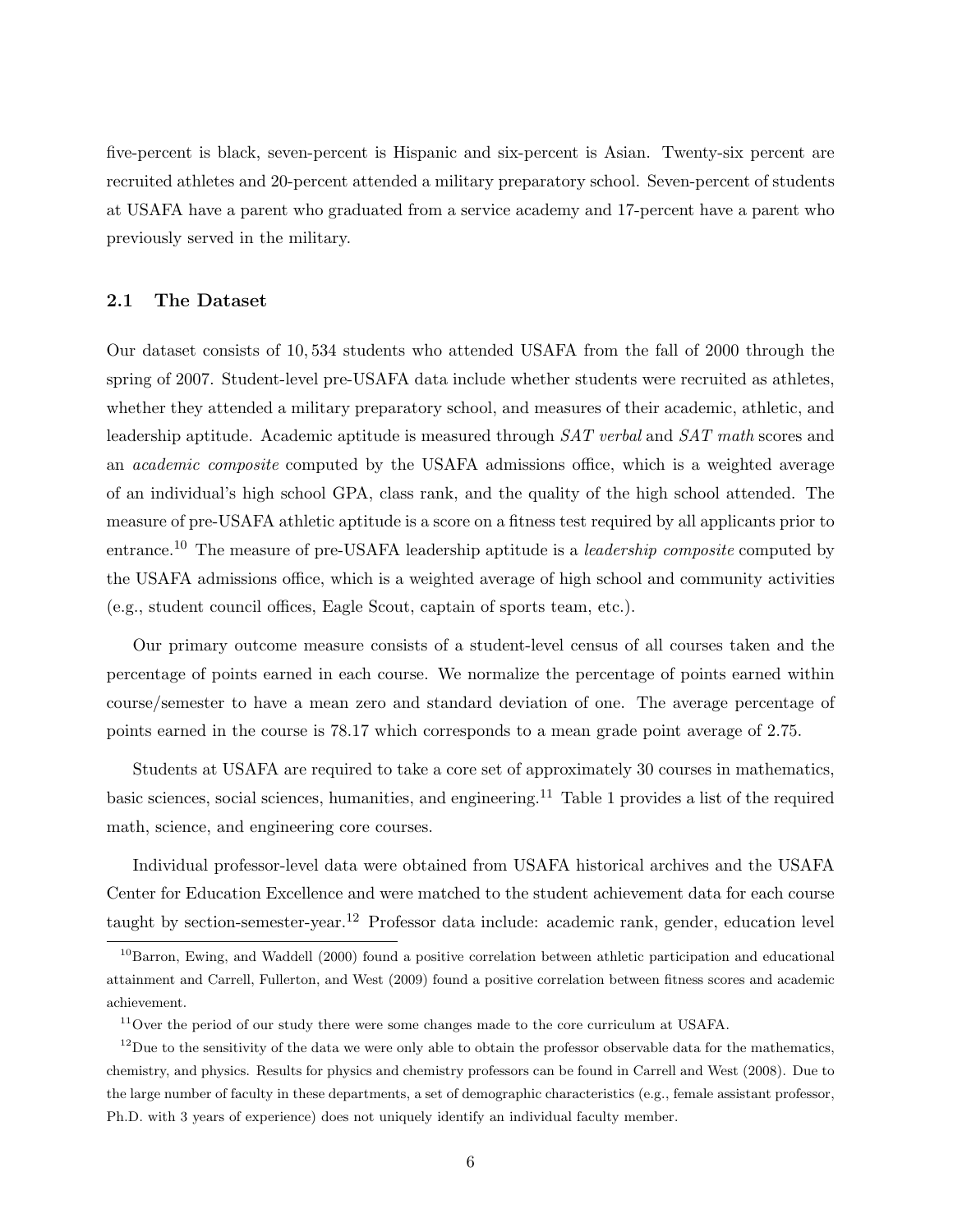five-percent is black, seven-percent is Hispanic and six-percent is Asian. Twenty-six percent are recruited athletes and 20-percent attended a military preparatory school. Seven-percent of students at USAFA have a parent who graduated from a service academy and 17-percent have a parent who previously served in the military.

### 2.1 The Dataset

Our dataset consists of 10,534 students who attended USAFA from the fall of 2000 through the spring of 2007. Student-level pre-USAFA data include whether students were recruited as athletes, whether they attended a military preparatory school, and measures of their academic, athletic, and leadership aptitude. Academic aptitude is measured through *SAT verbal* and *SAT math* scores and an *academic composite* computed by the USAFA admissions office, which is a weighted average of an individual's high school GPA, class rank, and the quality of the high school attended. The measure of pre-USAFA athletic aptitude is a score on a fitness test required by all applicants prior to entrance.[10] The measure of pre-USAFA leadership aptitude is a *leadership composite* computed by the USAFA admissions office, which is a weighted average of high school and community activities (e.g., student council offices, Eagle Scout, captain of sports team, etc.).

Our primary outcome measure consists of a student-level census of all courses taken and the percentage of points earned in each course. We normalize the percentage of points earned within course/semester to have a mean zero and standard deviation of one. The average percentage of points earned in the course is 78.17 which corresponds to a mean grade point average of 2.75.

Students at USAFA are required to take a core set of approximately 30 courses in mathematics, basic sciences, social sciences, humanities, and engineering.[11] Table 1 provides a list of the required math, science, and engineering core courses.

Individual professor-level data were obtained from USAFA historical archives and the USAFA Center for Education Excellence and were matched to the student achievement data for each course taught by section-semester-year.[12] Professor data include: academic rank, gender, education level

[10] Barron, Ewing, and Waddell (2000) found a positive correlation between athletic participation and educational attainment and Carrell, Fullerton, and West (2009) found a positive correlation between fitness scores and academic achievement.

[11] Over the period of our study there were some changes made to the core curriculum at USAFA.

[12] Due to the sensitivity of the data we were only able to obtain the professor observable data for the mathematics, chemistry, and physics. Results for physics and chemistry professors can be found in Carrell and West (2008). Due to the large number of faculty in these departments, a set of demographic characteristics (e.g., female assistant professor, Ph.D. with 3 years of experience) does not uniquely identify an individual faculty member.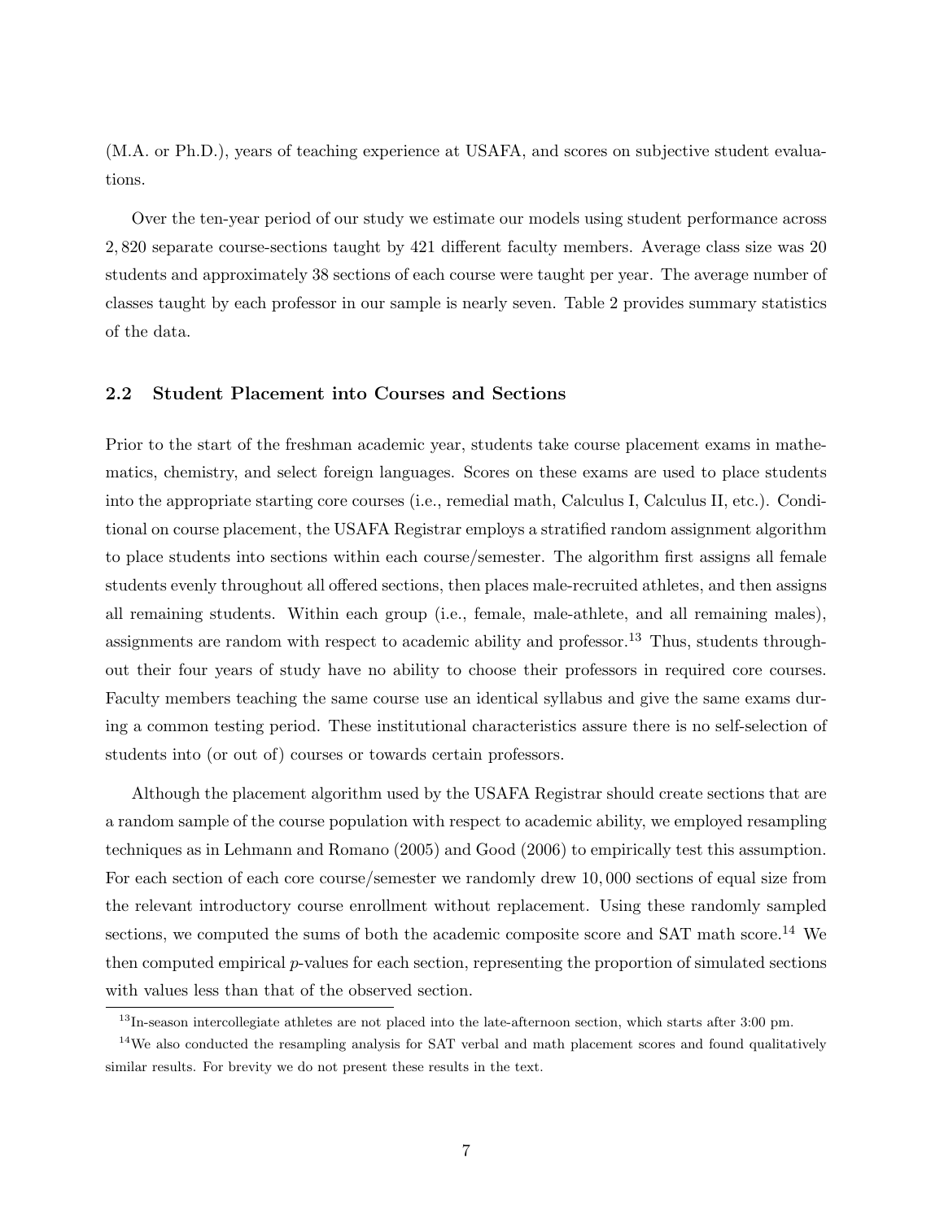(M.A. or Ph.D.), years of teaching experience at USAFA, and scores on subjective student evaluations.

Over the ten-year period of our study we estimate our models using student performance across 2,820 separate course-sections taught by 421 different faculty members. Average class size was 20 students and approximately 38 sections of each course were taught per year. The average number of classes taught by each professor in our sample is nearly seven. Table 2 provides summary statistics of the data.

### 2.2 Student Placement into Courses and Sections

Prior to the start of the freshman academic year, students take course placement exams in mathematics, chemistry, and select foreign languages. Scores on these exams are used to place students into the appropriate starting core courses (i.e., remedial math, Calculus I, Calculus II, etc.). Conditional on course placement, the USAFA Registrar employs a stratified random assignment algorithm to place students into sections within each course/semester. The algorithm first assigns all female students evenly throughout all offered sections, then places male-recruited athletes, and then assigns all remaining students. Within each group (i.e., female, male-athlete, and all remaining males), assignments are random with respect to academic ability and professor.[13] Thus, students throughout their four years of study have no ability to choose their professors in required core courses. Faculty members teaching the same course use an identical syllabus and give the same exams during a common testing period. These institutional characteristics assure there is no self-selection of students into (or out of) courses or towards certain professors.

Although the placement algorithm used by the USAFA Registrar should create sections that are a random sample of the course population with respect to academic ability, we employed resampling techniques as in Lehmann and Romano (2005) and Good (2006) to empirically test this assumption. For each section of each core course/semester we randomly drew 10,000 sections of equal size from the relevant introductory course enrollment without replacement. Using these randomly sampled sections, we computed the sums of both the academic composite score and SAT math score.[14] We then computed empirical $p$-values for each section, representing the proportion of simulated sections with values less than that of the observed section.

[13] In-season intercollegiate athletes are not placed into the late-afternoon section, which starts after 3:00 pm.

[14] We also conducted the resampling analysis for SAT verbal and math placement scores and found qualitatively similar results. For brevity we do not present these results in the text.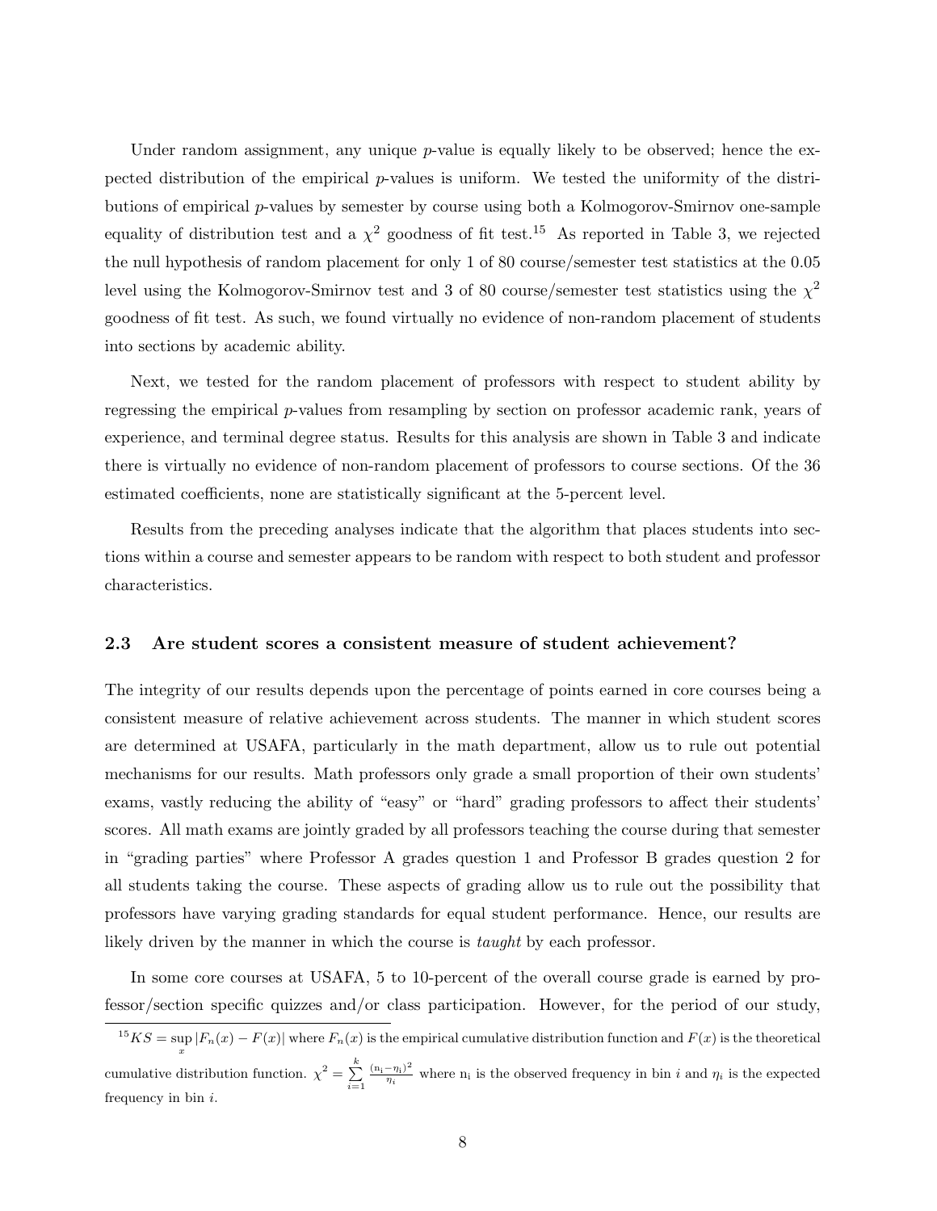Under random assignment, any unique $p$-value is equally likely to be observed; hence the expected distribution of the empirical $p$-values is uniform. We tested the uniformity of the distributions of empirical $p$-values by semester by course using both a Kolmogorov-Smirnov one-sample equality of distribution test and a $\chi^2$ goodness of fit test.[15] As reported in Table 3, we rejected the null hypothesis of random placement for only 1 of 80 course/semester test statistics at the 0.05 level using the Kolmogorov-Smirnov test and 3 of 80 course/semester test statistics using the $\chi^2$ goodness of fit test. As such, we found virtually no evidence of non-random placement of students into sections by academic ability.

Next, we tested for the random placement of professors with respect to student ability by regressing the empirical $p$-values from resampling by section on professor academic rank, years of experience, and terminal degree status. Results for this analysis are shown in Table 3 and indicate there is virtually no evidence of non-random placement of professors to course sections. Of the 36 estimated coefficients, none are statistically significant at the 5-percent level.

Results from the preceding analyses indicate that the algorithm that places students into sections within a course and semester appears to be random with respect to both student and professor characteristics.

### 2.3 Are student scores a consistent measure of student achievement?

The integrity of our results depends upon the percentage of points earned in core courses being a consistent measure of relative achievement across students. The manner in which student scores are determined at USAFA, particularly in the math department, allow us to rule out potential mechanisms for our results. Math professors only grade a small proportion of their own students' exams, vastly reducing the ability of "easy" or "hard" grading professors to affect their students' scores. All math exams are jointly graded by all professors teaching the course during that semester in "grading parties" where Professor A grades question 1 and Professor B grades question 2 for all students taking the course. These aspects of grading allow us to rule out the possibility that professors have varying grading standards for equal student performance. Hence, our results are likely driven by the manner in which the course is *taught* by each professor.

In some core courses at USAFA, 5 to 10-percent of the overall course grade is earned by professor/section specific quizzes and/or class participation. However, for the period of our study,

---

[15] $KS = \sup_x |F_n(x) - F(x)|$ where $F_n(x)$ is the empirical cumulative distribution function and $F(x)$ is the theoretical cumulative distribution function. $\chi^2 = \sum_{i=1}^{k} \frac{(n_i - \eta_i)^2}{\eta_i}$ where $n_i$ is the observed frequency in bin $i$ and $\eta_i$ is the expected frequency in bin $i$.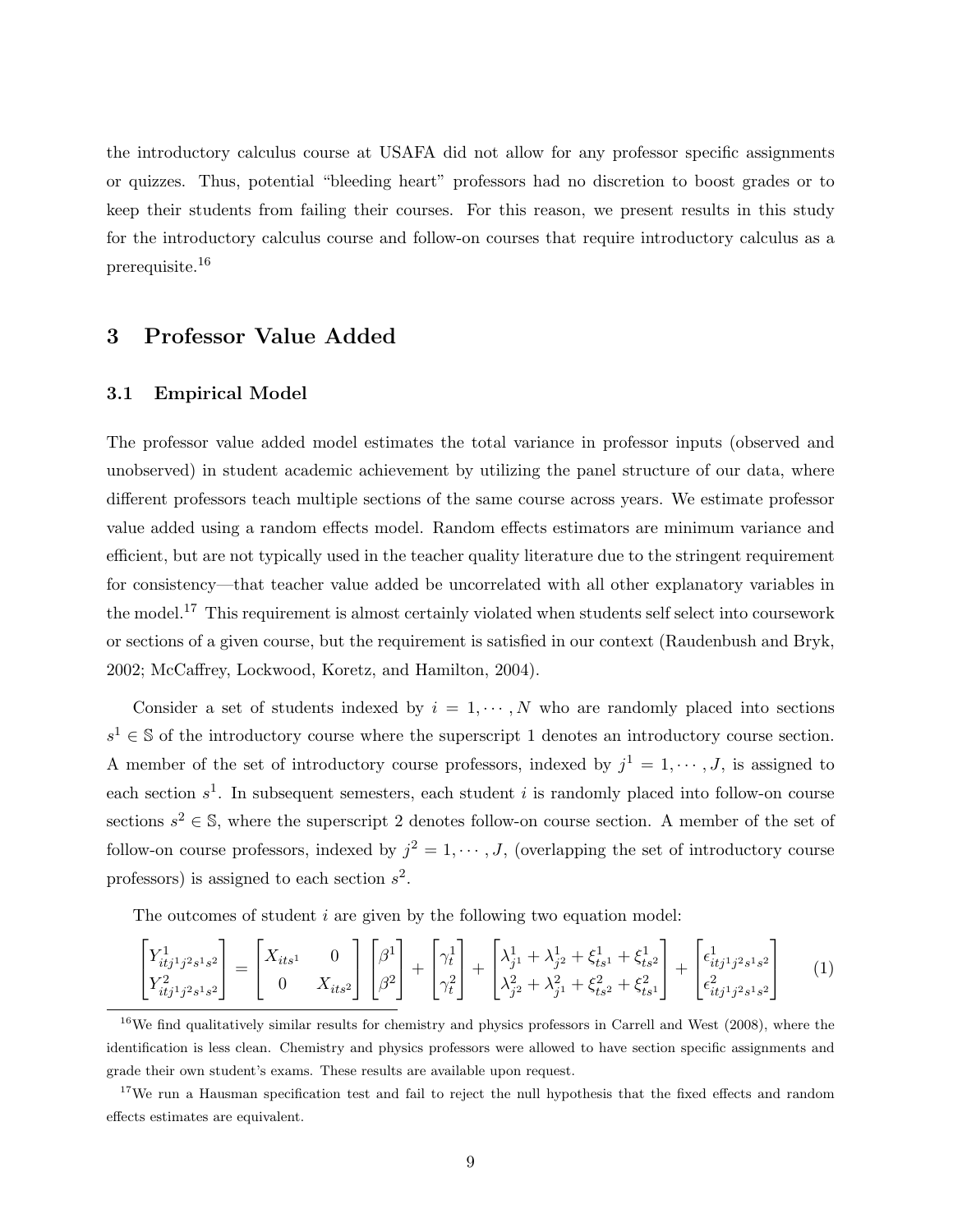the introductory calculus course at USAFA did not allow for any professor specific assignments or quizzes. Thus, potential "bleeding heart" professors had no discretion to boost grades or to keep their students from failing their courses. For this reason, we present results in this study for the introductory calculus course and follow-on courses that require introductory calculus as a prerequisite.[16]

## 3 Professor Value Added

### 3.1 Empirical Model

The professor value added model estimates the total variance in professor inputs (observed and unobserved) in student academic achievement by utilizing the panel structure of our data, where different professors teach multiple sections of the same course across years. We estimate professor value added using a random effects model. Random effects estimators are minimum variance and efficient, but are not typically used in the teacher quality literature due to the stringent requirement for consistency—that teacher value added be uncorrelated with all other explanatory variables in the model.[17] This requirement is almost certainly violated when students self select into coursework or sections of a given course, but the requirement is satisfied in our context (Raudenbush and Bryk, 2002; McCaffrey, Lockwood, Koretz, and Hamilton, 2004).

Consider a set of students indexed by $i = 1, \cdots, N$ who are randomly placed into sections $s^1 \in \mathbb{S}$ of the introductory course where the superscript 1 denotes an introductory course section. A member of the set of introductory course professors, indexed by $j^1 = 1, \cdots, J$, is assigned to each section $s^1$. In subsequent semesters, each student $i$ is randomly placed into follow-on course sections $s^2 \in \mathbb{S}$, where the superscript 2 denotes follow-on course section. A member of the set of follow-on course professors, indexed by $j^2 = 1, \cdots, J$, (overlapping the set of introductory course professors) is assigned to each section $s^2$.

The outcomes of student $i$ are given by the following two equation model:

$$\begin{bmatrix} Y^1_{itj^1j^2s^1s^2} \\ Y^2_{itj^1j^2s^1s^2} \end{bmatrix} = \begin{bmatrix} X_{its^1} & 0 \\ 0 & X_{its^2} \end{bmatrix} \begin{bmatrix} \beta^1 \\ \beta^2 \end{bmatrix} + \begin{bmatrix} \gamma^1_t \\ \gamma^2_t \end{bmatrix} + \begin{bmatrix} \lambda^1_{j^1} + \lambda^1_{j^2} + \xi^1_{ts^1} + \xi^1_{ts^2} \\ \lambda^2_{j^2} + \lambda^2_{j^1} + \xi^2_{ts^2} + \xi^2_{ts^1} \end{bmatrix} + \begin{bmatrix} \epsilon^1_{itj^1j^2s^1s^2} \\ \epsilon^2_{itj^1j^2s^1s^2} \end{bmatrix} \tag{1}$$

[16] We find qualitatively similar results for chemistry and physics professors in Carrell and West (2008), where the identification is less clean. Chemistry and physics professors were allowed to have section specific assignments and grade their own student's exams. These results are available upon request.

[17] We run a Hausman specification test and fail to reject the null hypothesis that the fixed effects and random effects estimates are equivalent.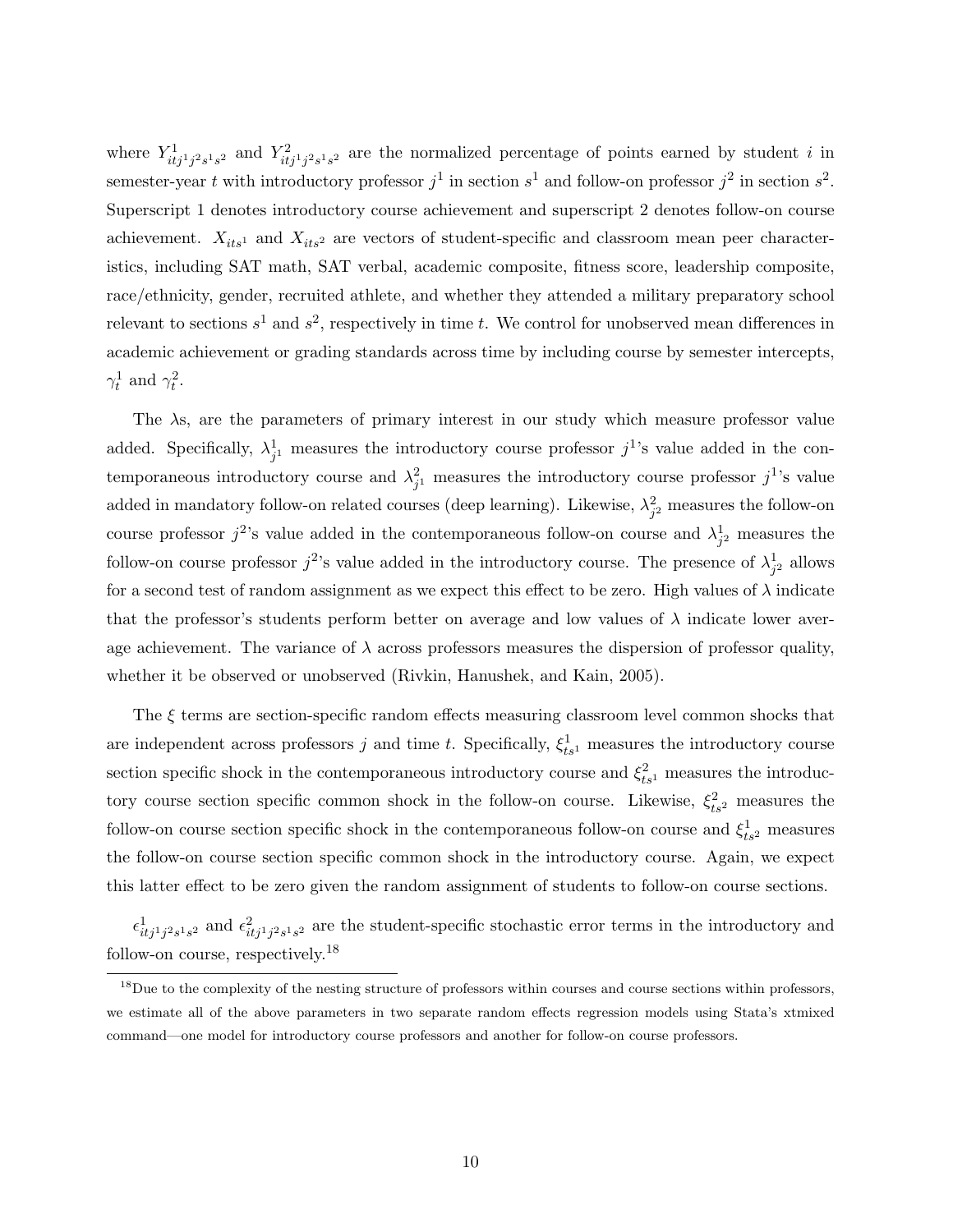where $Y^1_{itj^1j^2s^1s^2}$ and $Y^2_{itj^1j^2s^1s^2}$ are the normalized percentage of points earned by student $i$ in semester-year $t$ with introductory professor $j^1$ in section $s^1$ and follow-on professor $j^2$ in section $s^2$. Superscript 1 denotes introductory course achievement and superscript 2 denotes follow-on course achievement. $X_{its^1}$ and $X_{its^2}$ are vectors of student-specific and classroom mean peer characteristics, including SAT math, SAT verbal, academic composite, fitness score, leadership composite, race/ethnicity, gender, recruited athlete, and whether they attended a military preparatory school relevant to sections $s^1$ and $s^2$, respectively in time $t$. We control for unobserved mean differences in academic achievement or grading standards across time by including course by semester intercepts, $\gamma^1_t$ and $\gamma^2_t$.

The $\lambda$s, are the parameters of primary interest in our study which measure professor value added. Specifically, $\lambda^1_{j^1}$ measures the introductory course professor $j^1$'s value added in the contemporaneous introductory course and $\lambda^2_{j^1}$ measures the introductory course professor $j^1$'s value added in mandatory follow-on related courses (deep learning). Likewise, $\lambda^2_{j^2}$ measures the follow-on course professor $j^2$'s value added in the contemporaneous follow-on course and $\lambda^1_{j^2}$ measures the follow-on course professor $j^2$'s value added in the introductory course. The presence of $\lambda^1_{j^2}$ allows for a second test of random assignment as we expect this effect to be zero. High values of $\lambda$ indicate that the professor's students perform better on average and low values of $\lambda$ indicate lower average achievement. The variance of $\lambda$ across professors measures the dispersion of professor quality, whether it be observed or unobserved (Rivkin, Hanushek, and Kain, 2005).

The $\xi$ terms are section-specific random effects measuring classroom level common shocks that are independent across professors $j$ and time $t$. Specifically, $\xi^1_{ts^1}$ measures the introductory course section specific shock in the contemporaneous introductory course and $\xi^2_{ts^1}$ measures the introductory course section specific common shock in the follow-on course. Likewise, $\xi^2_{ts^2}$ measures the follow-on course section specific shock in the contemporaneous follow-on course and $\xi^1_{ts^2}$ measures the follow-on course section specific common shock in the introductory course. Again, we expect this latter effect to be zero given the random assignment of students to follow-on course sections.

$\epsilon^1_{itj^1j^2s^1s^2}$ and $\epsilon^2_{itj^1j^2s^1s^2}$ are the student-specific stochastic error terms in the introductory and follow-on course, respectively.[18]

[18] Due to the complexity of the nesting structure of professors within courses and course sections within professors, we estimate all of the above parameters in two separate random effects regression models using Stata's xtmixed command—one model for introductory course professors and another for follow-on course professors.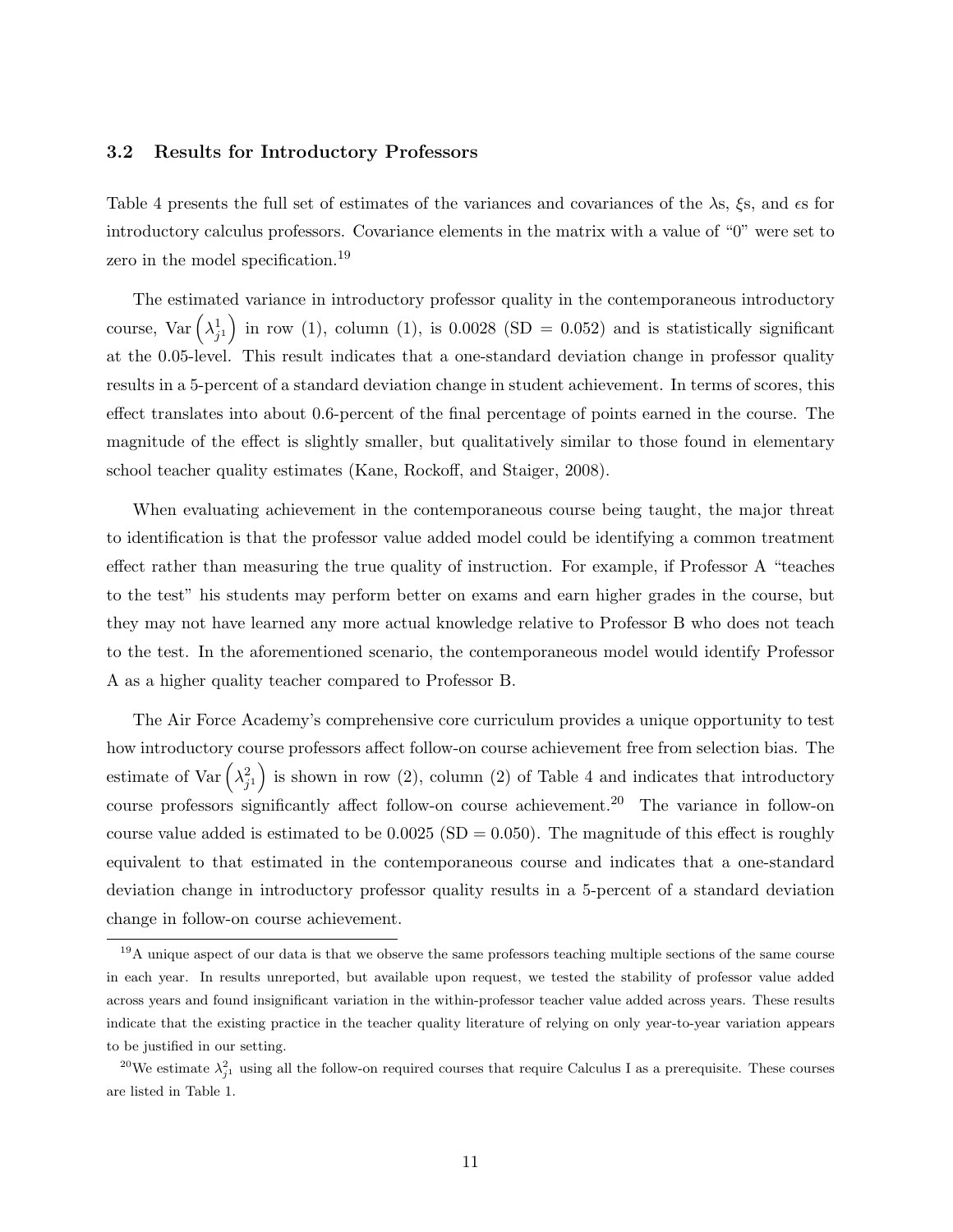### 3.2 Results for Introductory Professors

Table 4 presents the full set of estimates of the variances and covariances of the $\lambda$s, $\xi$s, and $\epsilon$s for introductory calculus professors. Covariance elements in the matrix with a value of "0" were set to zero in the model specification.[19]

The estimated variance in introductory professor quality in the contemporaneous introductory course, $\text{Var}\left(\lambda_{j^1}^1\right)$ in row (1), column (1), is 0.0028 (SD = 0.052) and is statistically significant at the 0.05-level. This result indicates that a one-standard deviation change in professor quality results in a 5-percent of a standard deviation change in student achievement. In terms of scores, this effect translates into about 0.6-percent of the final percentage of points earned in the course. The magnitude of the effect is slightly smaller, but qualitatively similar to those found in elementary school teacher quality estimates (Kane, Rockoff, and Staiger, 2008).

When evaluating achievement in the contemporaneous course being taught, the major threat to identification is that the professor value added model could be identifying a common treatment effect rather than measuring the true quality of instruction. For example, if Professor A "teaches to the test" his students may perform better on exams and earn higher grades in the course, but they may not have learned any more actual knowledge relative to Professor B who does not teach to the test. In the aforementioned scenario, the contemporaneous model would identify Professor A as a higher quality teacher compared to Professor B.

The Air Force Academy's comprehensive core curriculum provides a unique opportunity to test how introductory course professors affect follow-on course achievement free from selection bias. The estimate of $\text{Var}\left(\lambda_{j^1}^2\right)$ is shown in row (2), column (2) of Table 4 and indicates that introductory course professors significantly affect follow-on course achievement.[20] The variance in follow-on course value added is estimated to be 0.0025 (SD = 0.050). The magnitude of this effect is roughly equivalent to that estimated in the contemporaneous course and indicates that a one-standard deviation change in introductory professor quality results in a 5-percent of a standard deviation change in follow-on course achievement.

[19] A unique aspect of our data is that we observe the same professors teaching multiple sections of the same course in each year. In results unreported, but available upon request, we tested the stability of professor value added across years and found insignificant variation in the within-professor teacher value added across years. These results indicate that the existing practice in the teacher quality literature of relying on only year-to-year variation appears to be justified in our setting.

[20] We estimate $\lambda_{j^1}^2$ using all the follow-on required courses that require Calculus I as a prerequisite. These courses are listed in Table 1.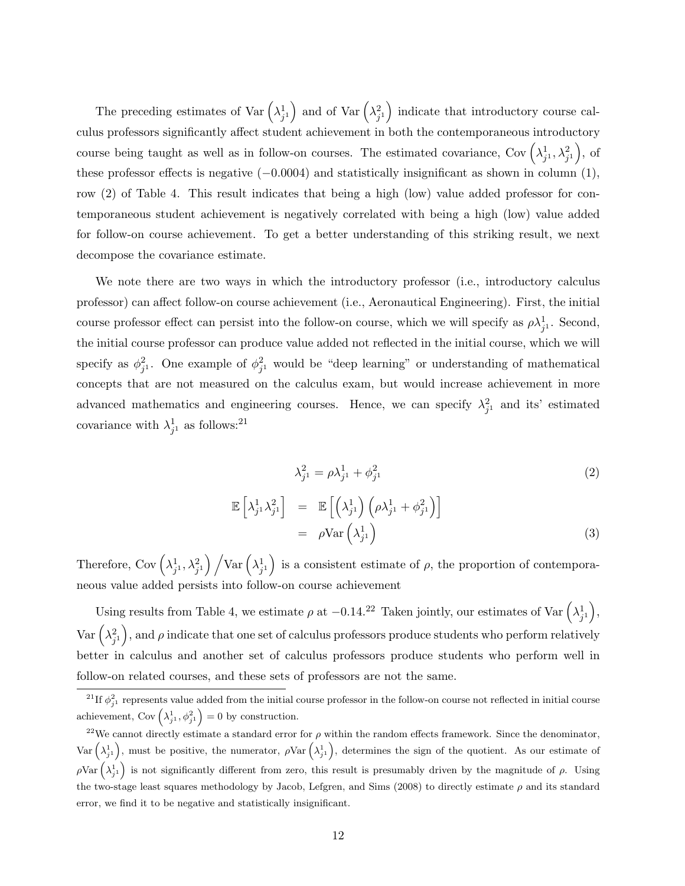The preceding estimates of Var $\left(\lambda^1_{j^1}\right)$ and of Var $\left(\lambda^2_{j^1}\right)$ indicate that introductory course calculus professors significantly affect student achievement in both the contemporaneous introductory course being taught as well as in follow-on courses. The estimated covariance, Cov $\left(\lambda^1_{j^1}, \lambda^2_{j^1}\right)$, of these professor effects is negative ($-0.0004$) and statistically insignificant as shown in column (1), row (2) of Table 4. This result indicates that being a high (low) value added professor for contemporaneous student achievement is negatively correlated with being a high (low) value added for follow-on course achievement. To get a better understanding of this striking result, we next decompose the covariance estimate.

We note there are two ways in which the introductory professor (i.e., introductory calculus professor) can affect follow-on course achievement (i.e., Aeronautical Engineering). First, the initial course professor effect can persist into the follow-on course, which we will specify as $\rho\lambda^1_{j^1}$. Second, the initial course professor can produce value added not reflected in the initial course, which we will specify as $\phi^2_{j^1}$. One example of $\phi^2_{j^1}$ would be "deep learning" or understanding of mathematical concepts that are not measured on the calculus exam, but would increase achievement in more advanced mathematics and engineering courses. Hence, we can specify $\lambda^2_{j^1}$ and its' estimated covariance with $\lambda^1_{j^1}$ as follows:[21]

$$\lambda^2_{j^1} = \rho\lambda^1_{j^1} + \phi^2_{j^1} \tag{2}$$

$$\begin{aligned} \mathbb{E}\left[\lambda^1_{j^1}\lambda^2_{j^1}\right] &= \mathbb{E}\left[\left(\lambda^1_{j^1}\right)\left(\rho\lambda^1_{j^1} + \phi^2_{j^1}\right)\right] \\ &= \rho\text{Var}\left(\lambda^1_{j^1}\right) \end{aligned} \tag{3}$$

Therefore, Cov $\left(\lambda^1_{j^1}, \lambda^2_{j^1}\right) \Big/ \text{Var}\left(\lambda^1_{j^1}\right)$ is a consistent estimate of $\rho$, the proportion of contemporaneous value added persists into follow-on course achievement

Using results from Table 4, we estimate $\rho$ at $-0.14$.[22] Taken jointly, our estimates of Var $\left(\lambda^1_{j^1}\right)$, Var $\left(\lambda^2_{j^1}\right)$, and $\rho$ indicate that one set of calculus professors produce students who perform relatively better in calculus and another set of calculus professors produce students who perform well in follow-on related courses, and these sets of professors are not the same.

---

[21] If $\phi^2_{j^1}$ represents value added from the initial course professor in the follow-on course not reflected in initial course achievement, Cov $\left(\lambda^1_{j^1}, \phi^2_{j^1}\right) = 0$ by construction.

[22] We cannot directly estimate a standard error for $\rho$ within the random effects framework. Since the denominator, Var $\left(\lambda^1_{j^1}\right)$, must be positive, the numerator, $\rho\text{Var}\left(\lambda^1_{j^1}\right)$, determines the sign of the quotient. As our estimate of $\rho\text{Var}\left(\lambda^1_{j^1}\right)$ is not significantly different from zero, this result is presumably driven by the magnitude of $\rho$. Using the two-stage least squares methodology by Jacob, Lefgren, and Sims (2008) to directly estimate $\rho$ and its standard error, we find it to be negative and statistically insignificant.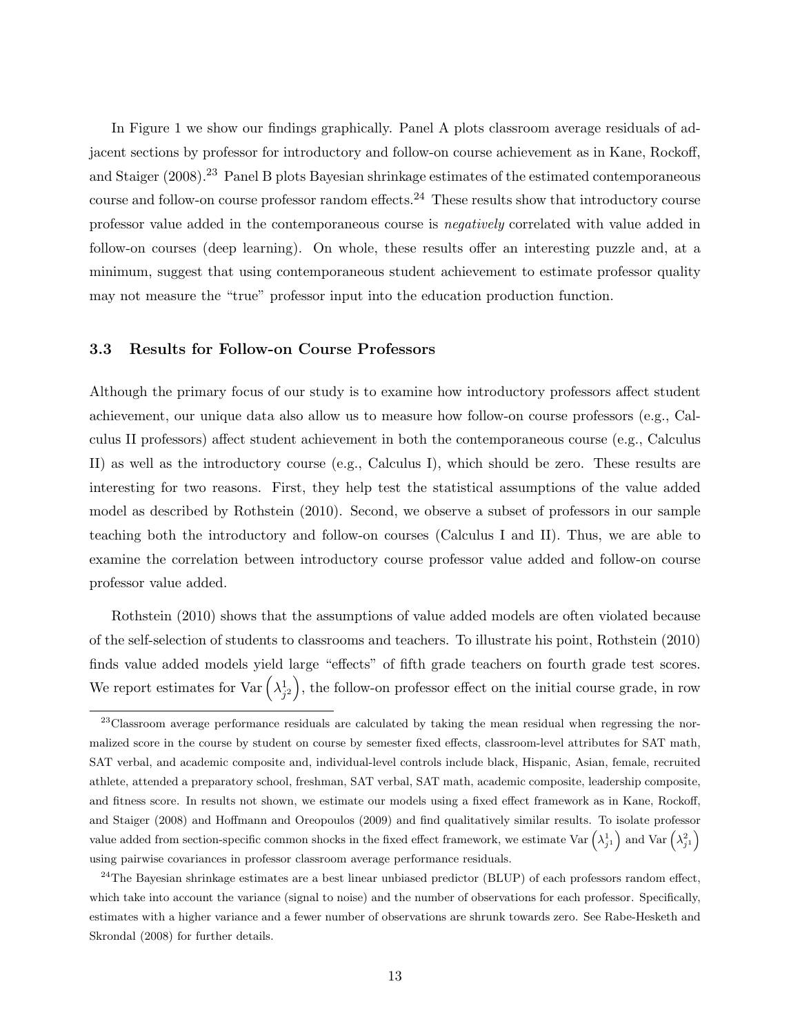In Figure 1 we show our findings graphically. Panel A plots classroom average residuals of adjacent sections by professor for introductory and follow-on course achievement as in Kane, Rockoff, and Staiger (2008).[23] Panel B plots Bayesian shrinkage estimates of the estimated contemporaneous course and follow-on course professor random effects.[24] These results show that introductory course professor value added in the contemporaneous course is *negatively* correlated with value added in follow-on courses (deep learning). On whole, these results offer an interesting puzzle and, at a minimum, suggest that using contemporaneous student achievement to estimate professor quality may not measure the "true" professor input into the education production function.

### 3.3 Results for Follow-on Course Professors

Although the primary focus of our study is to examine how introductory professors affect student achievement, our unique data also allow us to measure how follow-on course professors (e.g., Calculus II professors) affect student achievement in both the contemporaneous course (e.g., Calculus II) as well as the introductory course (e.g., Calculus I), which should be zero. These results are interesting for two reasons. First, they help test the statistical assumptions of the value added model as described by Rothstein (2010). Second, we observe a subset of professors in our sample teaching both the introductory and follow-on courses (Calculus I and II). Thus, we are able to examine the correlation between introductory course professor value added and follow-on course professor value added.

Rothstein (2010) shows that the assumptions of value added models are often violated because of the self-selection of students to classrooms and teachers. To illustrate his point, Rothstein (2010) finds value added models yield large "effects" of fifth grade teachers on fourth grade test scores. We report estimates for $\text{Var}\left(\lambda^1_{j^2}\right)$, the follow-on professor effect on the initial course grade, in row

[23] Classroom average performance residuals are calculated by taking the mean residual when regressing the normalized score in the course by student on course by semester fixed effects, classroom-level attributes for SAT math, SAT verbal, and academic composite and, individual-level controls include black, Hispanic, Asian, female, recruited athlete, attended a preparatory school, freshman, SAT verbal, SAT math, academic composite, leadership composite, and fitness score. In results not shown, we estimate our models using a fixed effect framework as in Kane, Rockoff, and Staiger (2008) and Hoffmann and Oreopoulos (2009) and find qualitatively similar results. To isolate professor value added from section-specific common shocks in the fixed effect framework, we estimate $\text{Var}\left(\lambda^1_{j^1}\right)$ and $\text{Var}\left(\lambda^2_{j^1}\right)$ using pairwise covariances in professor classroom average performance residuals.

[24] The Bayesian shrinkage estimates are a best linear unbiased predictor (BLUP) of each professors random effect, which take into account the variance (signal to noise) and the number of observations for each professor. Specifically, estimates with a higher variance and a fewer number of observations are shrunk towards zero. See Rabe-Hesketh and Skrondal (2008) for further details.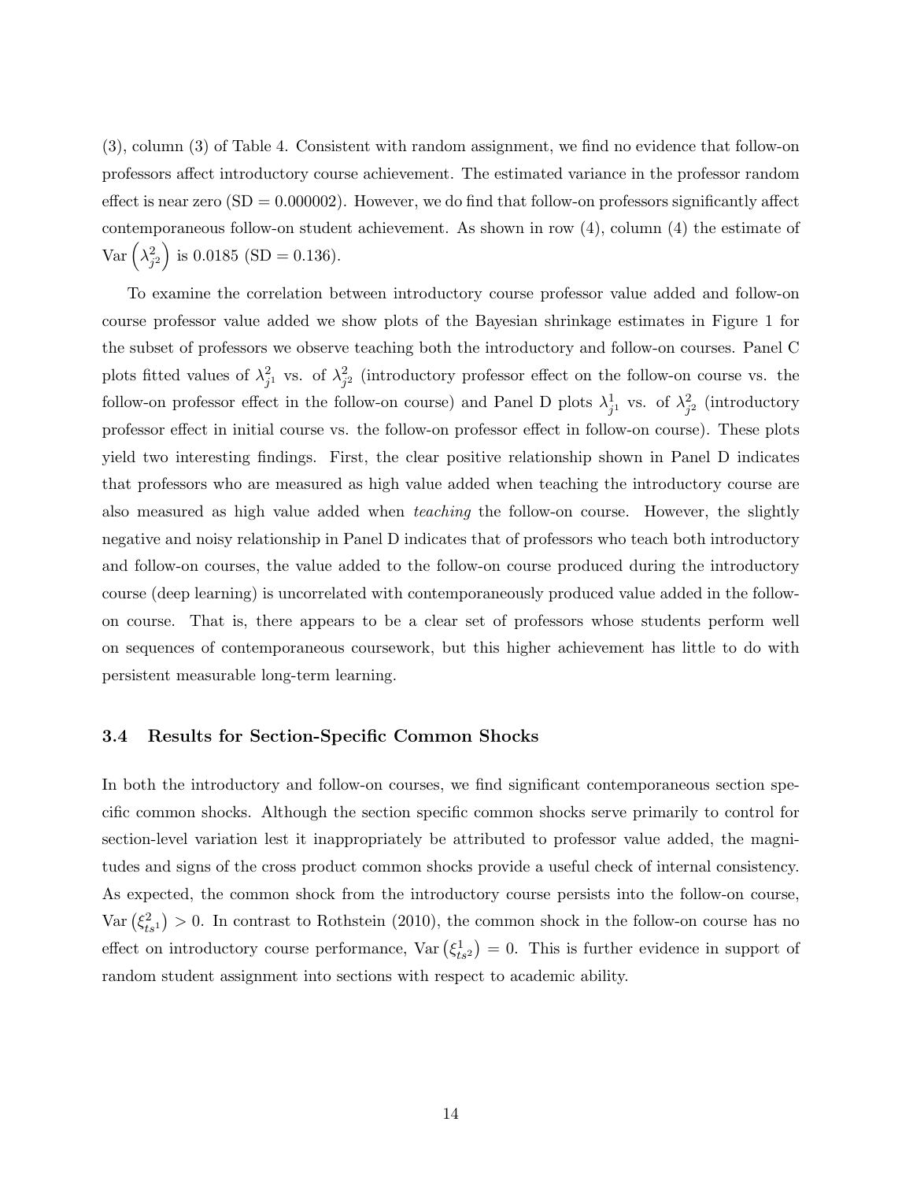(3), column (3) of Table 4. Consistent with random assignment, we find no evidence that follow-on professors affect introductory course achievement. The estimated variance in the professor random effect is near zero (SD = 0.000002). However, we do find that follow-on professors significantly affect contemporaneous follow-on student achievement. As shown in row (4), column (4) the estimate of $\text{Var}\left(\lambda^2_{j^2}\right)$ is 0.0185 (SD = 0.136).

To examine the correlation between introductory course professor value added and follow-on course professor value added we show plots of the Bayesian shrinkage estimates in Figure 1 for the subset of professors we observe teaching both the introductory and follow-on courses. Panel C plots fitted values of $\lambda^2_{j^1}$ vs. of $\lambda^2_{j^2}$ (introductory professor effect on the follow-on course vs. the follow-on professor effect in the follow-on course) and Panel D plots $\lambda^1_{j^1}$ vs. of $\lambda^2_{j^2}$ (introductory professor effect in initial course vs. the follow-on professor effect in follow-on course). These plots yield two interesting findings. First, the clear positive relationship shown in Panel D indicates that professors who are measured as high value added when teaching the introductory course are also measured as high value added when *teaching* the follow-on course. However, the slightly negative and noisy relationship in Panel D indicates that of professors who teach both introductory and follow-on courses, the value added to the follow-on course produced during the introductory course (deep learning) is uncorrelated with contemporaneously produced value added in the follow-on course. That is, there appears to be a clear set of professors whose students perform well on sequences of contemporaneous coursework, but this higher achievement has little to do with persistent measurable long-term learning.

### 3.4 Results for Section-Specific Common Shocks

In both the introductory and follow-on courses, we find significant contemporaneous section specific common shocks. Although the section specific common shocks serve primarily to control for section-level variation lest it inappropriately be attributed to professor value added, the magnitudes and signs of the cross product common shocks provide a useful check of internal consistency. As expected, the common shock from the introductory course persists into the follow-on course, $\text{Var}\left(\xi^2_{ts^1}\right) > 0$. In contrast to Rothstein (2010), the common shock in the follow-on course has no effect on introductory course performance, $\text{Var}\left(\xi^1_{ts^2}\right) = 0$. This is further evidence in support of random student assignment into sections with respect to academic ability.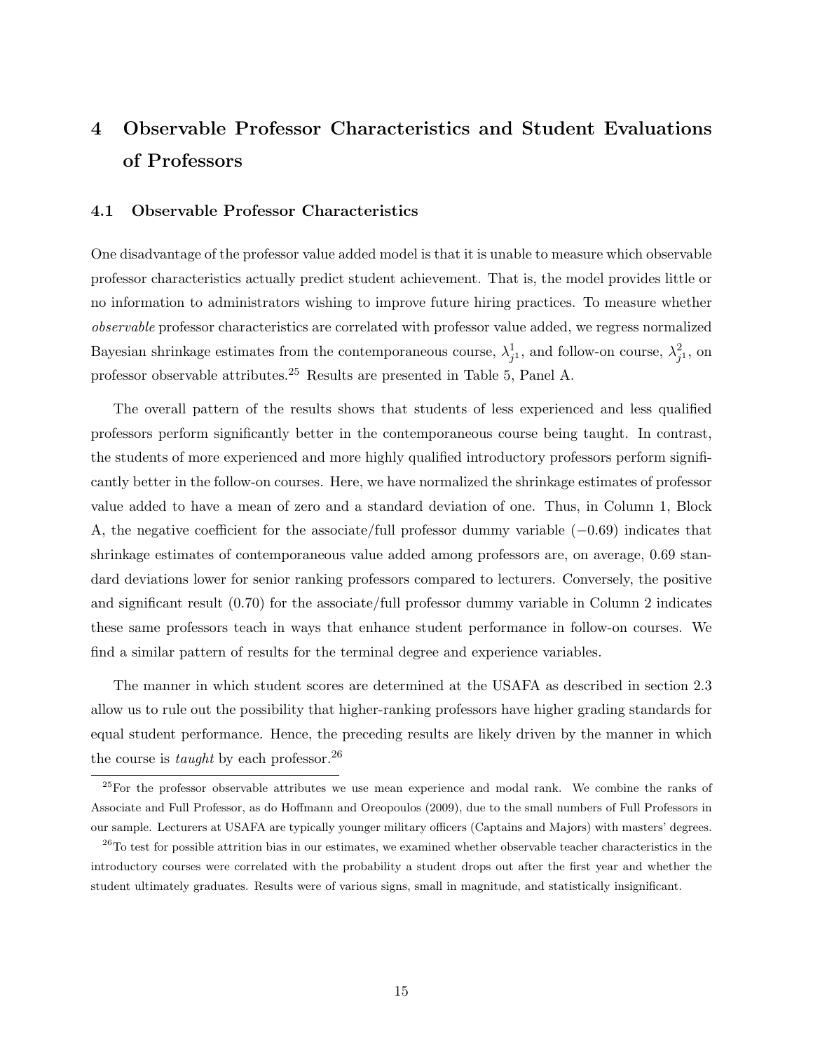# 4 Observable Professor Characteristics and Student Evaluations of Professors

## 4.1 Observable Professor Characteristics

One disadvantage of the professor value added model is that it is unable to measure which observable professor characteristics actually predict student achievement. That is, the model provides little or no information to administrators wishing to improve future hiring practices. To measure whether *observable* professor characteristics are correlated with professor value added, we regress normalized Bayesian shrinkage estimates from the contemporaneous course, $\lambda^1_{j^1}$, and follow-on course, $\lambda^2_{j^1}$, on professor observable attributes.[25] Results are presented in Table 5, Panel A.

The overall pattern of the results shows that students of less experienced and less qualified professors perform significantly better in the contemporaneous course being taught. In contrast, the students of more experienced and more highly qualified introductory professors perform significantly better in the follow-on courses. Here, we have normalized the shrinkage estimates of professor value added to have a mean of zero and a standard deviation of one. Thus, in Column 1, Block A, the negative coefficient for the associate/full professor dummy variable ($-0.69$) indicates that shrinkage estimates of contemporaneous value added among professors are, on average, 0.69 standard deviations lower for senior ranking professors compared to lecturers. Conversely, the positive and significant result (0.70) for the associate/full professor dummy variable in Column 2 indicates these same professors teach in ways that enhance student performance in follow-on courses. We find a similar pattern of results for the terminal degree and experience variables.

The manner in which student scores are determined at the USAFA as described in section 2.3 allow us to rule out the possibility that higher-ranking professors have higher grading standards for equal student performance. Hence, the preceding results are likely driven by the manner in which the course is *taught* by each professor.[26]

[25] For the professor observable attributes we use mean experience and modal rank. We combine the ranks of Associate and Full Professor, as do Hoffmann and Oreopoulos (2009), due to the small numbers of Full Professors in our sample. Lecturers at USAFA are typically younger military officers (Captains and Majors) with masters' degrees.

[26] To test for possible attrition bias in our estimates, we examined whether observable teacher characteristics in the introductory courses were correlated with the probability a student drops out after the first year and whether the student ultimately graduates. Results were of various signs, small in magnitude, and statistically insignificant.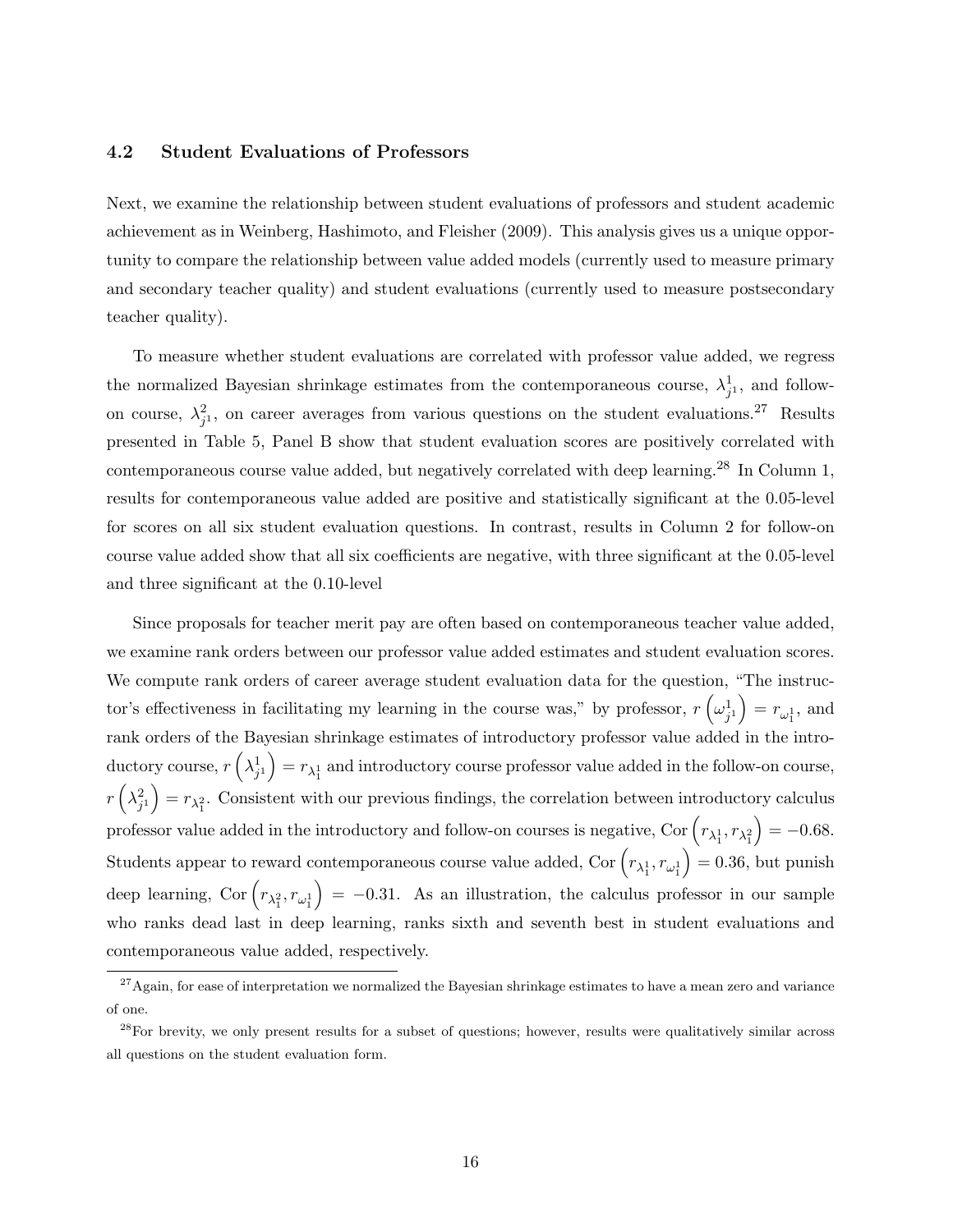### 4.2 Student Evaluations of Professors

Next, we examine the relationship between student evaluations of professors and student academic achievement as in Weinberg, Hashimoto, and Fleisher (2009). This analysis gives us a unique opportunity to compare the relationship between value added models (currently used to measure primary and secondary teacher quality) and student evaluations (currently used to measure postsecondary teacher quality).

To measure whether student evaluations are correlated with professor value added, we regress the normalized Bayesian shrinkage estimates from the contemporaneous course, $\lambda^1_{j^1}$, and follow-on course, $\lambda^2_{j^1}$, on career averages from various questions on the student evaluations.[27] Results presented in Table 5, Panel B show that student evaluation scores are positively correlated with contemporaneous course value added, but negatively correlated with deep learning.[28] In Column 1, results for contemporaneous value added are positive and statistically significant at the 0.05-level for scores on all six student evaluation questions. In contrast, results in Column 2 for follow-on course value added show that all six coefficients are negative, with three significant at the 0.05-level and three significant at the 0.10-level

Since proposals for teacher merit pay are often based on contemporaneous teacher value added, we examine rank orders between our professor value added estimates and student evaluation scores. We compute rank orders of career average student evaluation data for the question, "The instructor's effectiveness in facilitating my learning in the course was," by professor, $r\left(\omega^1_{j^1}\right) = r_{\omega^1_1}$, and rank orders of the Bayesian shrinkage estimates of introductory professor value added in the introductory course, $r\left(\lambda^1_{j^1}\right) = r_{\lambda^1_1}$ and introductory course professor value added in the follow-on course, $r\left(\lambda^2_{j^1}\right) = r_{\lambda^2_1}$. Consistent with our previous findings, the correlation between introductory calculus professor value added in the introductory and follow-on courses is negative, $\text{Cor}\left(r_{\lambda^1_1}, r_{\lambda^2_1}\right) = -0.68$. Students appear to reward contemporaneous course value added, $\text{Cor}\left(r_{\lambda^1_1}, r_{\omega^1_1}\right) = 0.36$, but punish deep learning, $\text{Cor}\left(r_{\lambda^2_1}, r_{\omega^1_1}\right) = -0.31$. As an illustration, the calculus professor in our sample who ranks dead last in deep learning, ranks sixth and seventh best in student evaluations and contemporaneous value added, respectively.

[27] Again, for ease of interpretation we normalized the Bayesian shrinkage estimates to have a mean zero and variance of one.

[28] For brevity, we only present results for a subset of questions; however, results were qualitatively similar across all questions on the student evaluation form.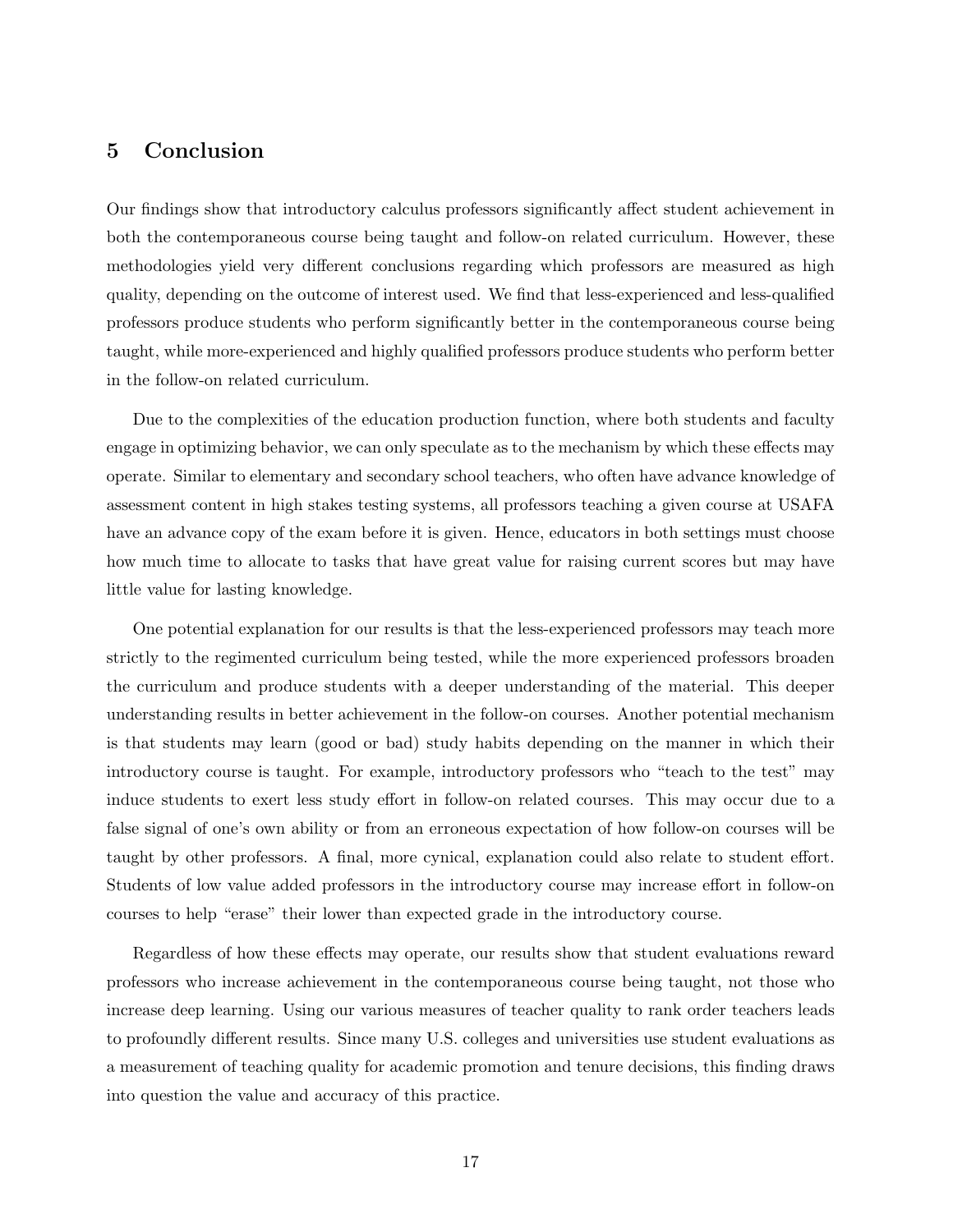## 5 Conclusion

Our findings show that introductory calculus professors significantly affect student achievement in both the contemporaneous course being taught and follow-on related curriculum. However, these methodologies yield very different conclusions regarding which professors are measured as high quality, depending on the outcome of interest used. We find that less-experienced and less-qualified professors produce students who perform significantly better in the contemporaneous course being taught, while more-experienced and highly qualified professors produce students who perform better in the follow-on related curriculum.

Due to the complexities of the education production function, where both students and faculty engage in optimizing behavior, we can only speculate as to the mechanism by which these effects may operate. Similar to elementary and secondary school teachers, who often have advance knowledge of assessment content in high stakes testing systems, all professors teaching a given course at USAFA have an advance copy of the exam before it is given. Hence, educators in both settings must choose how much time to allocate to tasks that have great value for raising current scores but may have little value for lasting knowledge.

One potential explanation for our results is that the less-experienced professors may teach more strictly to the regimented curriculum being tested, while the more experienced professors broaden the curriculum and produce students with a deeper understanding of the material. This deeper understanding results in better achievement in the follow-on courses. Another potential mechanism is that students may learn (good or bad) study habits depending on the manner in which their introductory course is taught. For example, introductory professors who "teach to the test" may induce students to exert less study effort in follow-on related courses. This may occur due to a false signal of one's own ability or from an erroneous expectation of how follow-on courses will be taught by other professors. A final, more cynical, explanation could also relate to student effort. Students of low value added professors in the introductory course may increase effort in follow-on courses to help "erase" their lower than expected grade in the introductory course.

Regardless of how these effects may operate, our results show that student evaluations reward professors who increase achievement in the contemporaneous course being taught, not those who increase deep learning. Using our various measures of teacher quality to rank order teachers leads to profoundly different results. Since many U.S. colleges and universities use student evaluations as a measurement of teaching quality for academic promotion and tenure decisions, this finding draws into question the value and accuracy of this practice.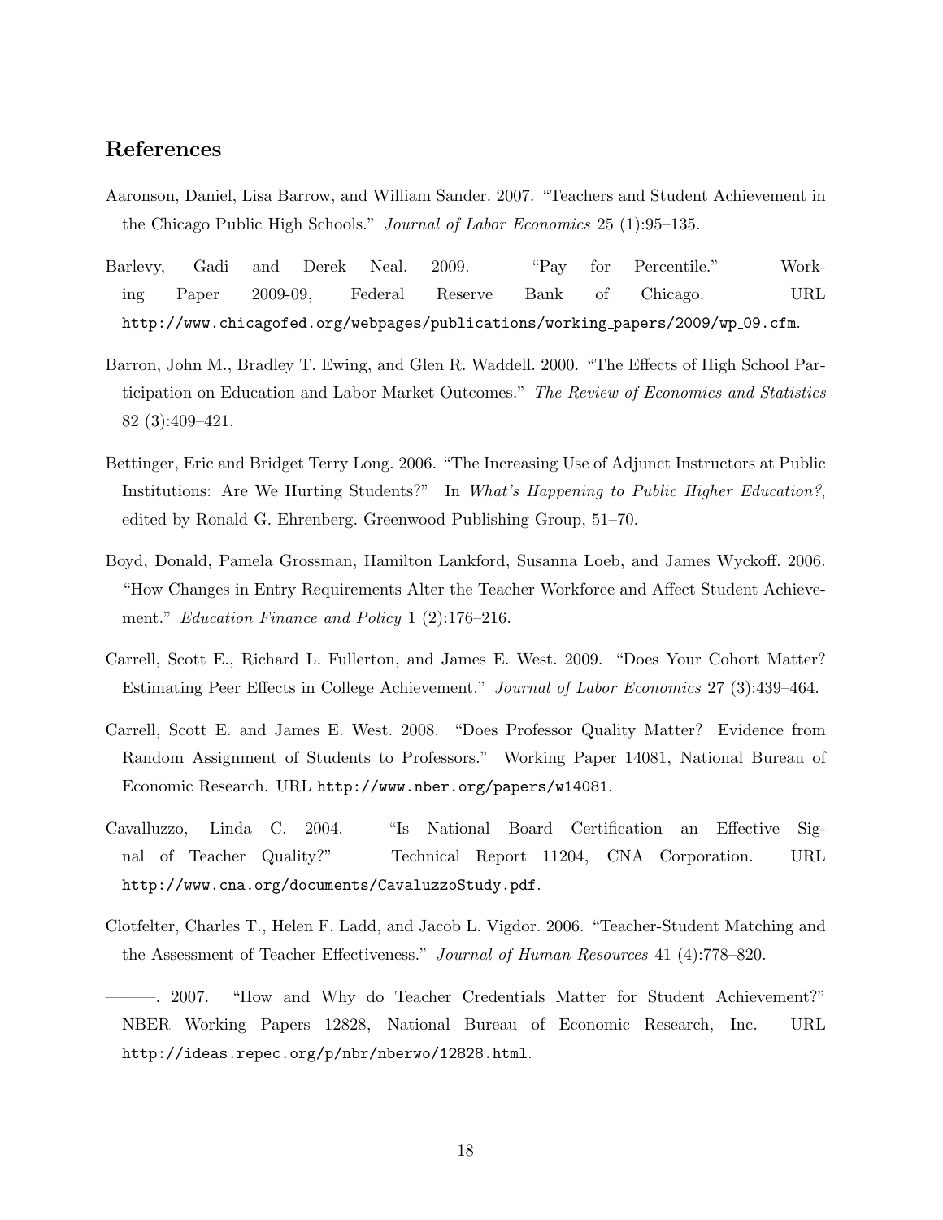## References

Aaronson, Daniel, Lisa Barrow, and William Sander. 2007. "Teachers and Student Achievement in the Chicago Public High Schools." *Journal of Labor Economics* 25 (1):95–135.

Barlevy, Gadi and Derek Neal. 2009. "Pay for Percentile." Working Paper 2009-09, Federal Reserve Bank of Chicago. URL http://www.chicagofed.org/webpages/publications/working_papers/2009/wp_09.cfm.

Barron, John M., Bradley T. Ewing, and Glen R. Waddell. 2000. "The Effects of High School Participation on Education and Labor Market Outcomes." *The Review of Economics and Statistics* 82 (3):409–421.

Bettinger, Eric and Bridget Terry Long. 2006. "The Increasing Use of Adjunct Instructors at Public Institutions: Are We Hurting Students?" In *What's Happening to Public Higher Education?*, edited by Ronald G. Ehrenberg. Greenwood Publishing Group, 51–70.

Boyd, Donald, Pamela Grossman, Hamilton Lankford, Susanna Loeb, and James Wyckoff. 2006. "How Changes in Entry Requirements Alter the Teacher Workforce and Affect Student Achievement." *Education Finance and Policy* 1 (2):176–216.

Carrell, Scott E., Richard L. Fullerton, and James E. West. 2009. "Does Your Cohort Matter? Estimating Peer Effects in College Achievement." *Journal of Labor Economics* 27 (3):439–464.

Carrell, Scott E. and James E. West. 2008. "Does Professor Quality Matter? Evidence from Random Assignment of Students to Professors." Working Paper 14081, National Bureau of Economic Research. URL http://www.nber.org/papers/w14081.

Cavalluzzo, Linda C. 2004. "Is National Board Certification an Effective Signal of Teacher Quality?" Technical Report 11204, CNA Corporation. URL http://www.cna.org/documents/CavaluzzoStudy.pdf.

Clotfelter, Charles T., Helen F. Ladd, and Jacob L. Vigdor. 2006. "Teacher-Student Matching and the Assessment of Teacher Effectiveness." *Journal of Human Resources* 41 (4):778–820.

———. 2007. "How and Why do Teacher Credentials Matter for Student Achievement?" NBER Working Papers 12828, National Bureau of Economic Research, Inc. URL http://ideas.repec.org/p/nbr/nberwo/12828.html.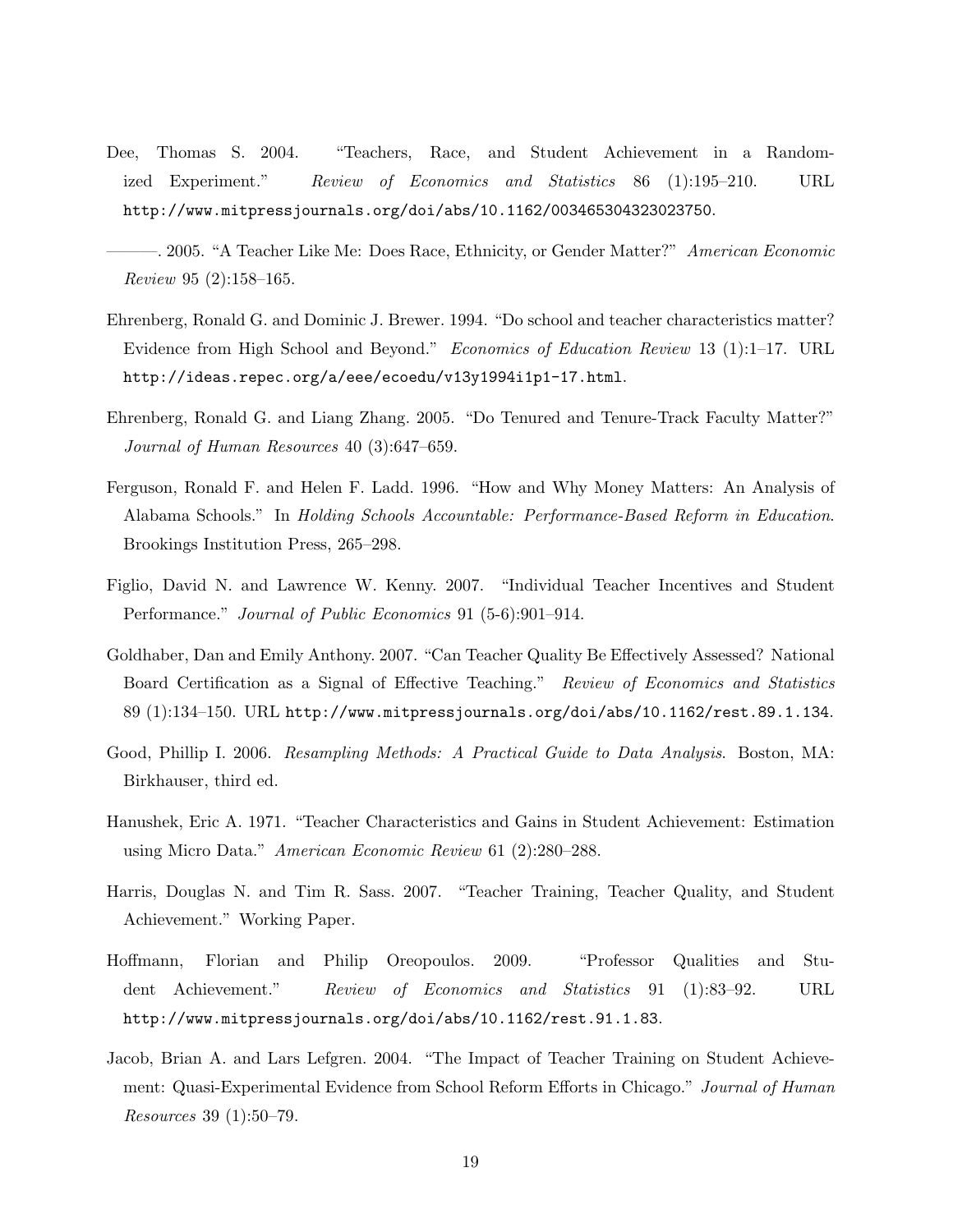Dee, Thomas S. 2004. "Teachers, Race, and Student Achievement in a Randomized Experiment." *Review of Economics and Statistics* 86 (1):195–210. URL http://www.mitpressjournals.org/doi/abs/10.1162/003465304323023750.

———. 2005. "A Teacher Like Me: Does Race, Ethnicity, or Gender Matter?" *American Economic Review* 95 (2):158–165.

Ehrenberg, Ronald G. and Dominic J. Brewer. 1994. "Do school and teacher characteristics matter? Evidence from High School and Beyond." *Economics of Education Review* 13 (1):1–17. URL http://ideas.repec.org/a/eee/ecoedu/v13y1994i1p1-17.html.

Ehrenberg, Ronald G. and Liang Zhang. 2005. "Do Tenured and Tenure-Track Faculty Matter?" *Journal of Human Resources* 40 (3):647–659.

Ferguson, Ronald F. and Helen F. Ladd. 1996. "How and Why Money Matters: An Analysis of Alabama Schools." In *Holding Schools Accountable: Performance-Based Reform in Education*. Brookings Institution Press, 265–298.

Figlio, David N. and Lawrence W. Kenny. 2007. "Individual Teacher Incentives and Student Performance." *Journal of Public Economics* 91 (5-6):901–914.

Goldhaber, Dan and Emily Anthony. 2007. "Can Teacher Quality Be Effectively Assessed? National Board Certification as a Signal of Effective Teaching." *Review of Economics and Statistics* 89 (1):134–150. URL http://www.mitpressjournals.org/doi/abs/10.1162/rest.89.1.134.

Good, Phillip I. 2006. *Resampling Methods: A Practical Guide to Data Analysis*. Boston, MA: Birkhauser, third ed.

Hanushek, Eric A. 1971. "Teacher Characteristics and Gains in Student Achievement: Estimation using Micro Data." *American Economic Review* 61 (2):280–288.

Harris, Douglas N. and Tim R. Sass. 2007. "Teacher Training, Teacher Quality, and Student Achievement." Working Paper.

Hoffmann, Florian and Philip Oreopoulos. 2009. "Professor Qualities and Student Achievement." *Review of Economics and Statistics* 91 (1):83–92. URL http://www.mitpressjournals.org/doi/abs/10.1162/rest.91.1.83.

Jacob, Brian A. and Lars Lefgren. 2004. "The Impact of Teacher Training on Student Achievement: Quasi-Experimental Evidence from School Reform Efforts in Chicago." *Journal of Human Resources* 39 (1):50–79.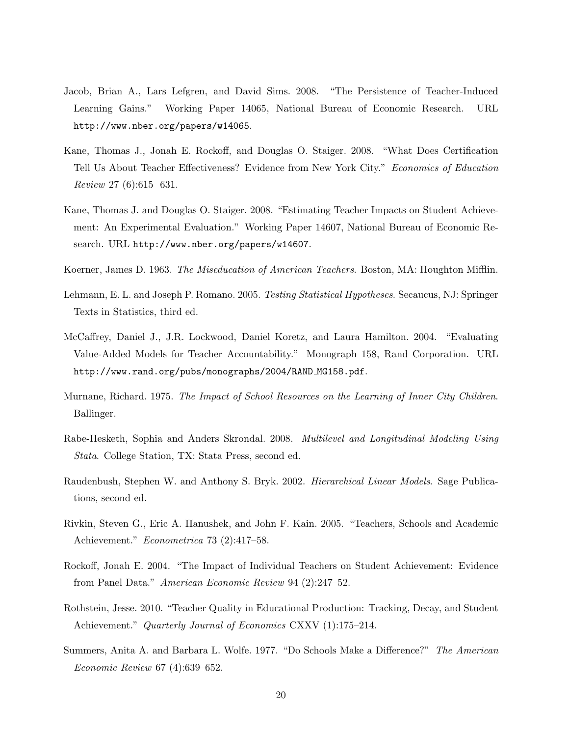Jacob, Brian A., Lars Lefgren, and David Sims. 2008. "The Persistence of Teacher-Induced Learning Gains." Working Paper 14065, National Bureau of Economic Research. URL http://www.nber.org/papers/w14065.

Kane, Thomas J., Jonah E. Rockoff, and Douglas O. Staiger. 2008. "What Does Certification Tell Us About Teacher Effectiveness? Evidence from New York City." *Economics of Education Review* 27 (6):615 631.

Kane, Thomas J. and Douglas O. Staiger. 2008. "Estimating Teacher Impacts on Student Achievement: An Experimental Evaluation." Working Paper 14607, National Bureau of Economic Research. URL http://www.nber.org/papers/w14607.

Koerner, James D. 1963. *The Miseducation of American Teachers*. Boston, MA: Houghton Mifflin.

Lehmann, E. L. and Joseph P. Romano. 2005. *Testing Statistical Hypotheses*. Secaucus, NJ: Springer Texts in Statistics, third ed.

McCaffrey, Daniel J., J.R. Lockwood, Daniel Koretz, and Laura Hamilton. 2004. "Evaluating Value-Added Models for Teacher Accountability." Monograph 158, Rand Corporation. URL http://www.rand.org/pubs/monographs/2004/RAND_MG158.pdf.

Murnane, Richard. 1975. *The Impact of School Resources on the Learning of Inner City Children*. Ballinger.

Rabe-Hesketh, Sophia and Anders Skrondal. 2008. *Multilevel and Longitudinal Modeling Using Stata*. College Station, TX: Stata Press, second ed.

Raudenbush, Stephen W. and Anthony S. Bryk. 2002. *Hierarchical Linear Models*. Sage Publications, second ed.

Rivkin, Steven G., Eric A. Hanushek, and John F. Kain. 2005. "Teachers, Schools and Academic Achievement." *Econometrica* 73 (2):417–58.

Rockoff, Jonah E. 2004. "The Impact of Individual Teachers on Student Achievement: Evidence from Panel Data." *American Economic Review* 94 (2):247–52.

Rothstein, Jesse. 2010. "Teacher Quality in Educational Production: Tracking, Decay, and Student Achievement." *Quarterly Journal of Economics* CXXV (1):175–214.

Summers, Anita A. and Barbara L. Wolfe. 1977. "Do Schools Make a Difference?" *The American Economic Review* 67 (4):639–652.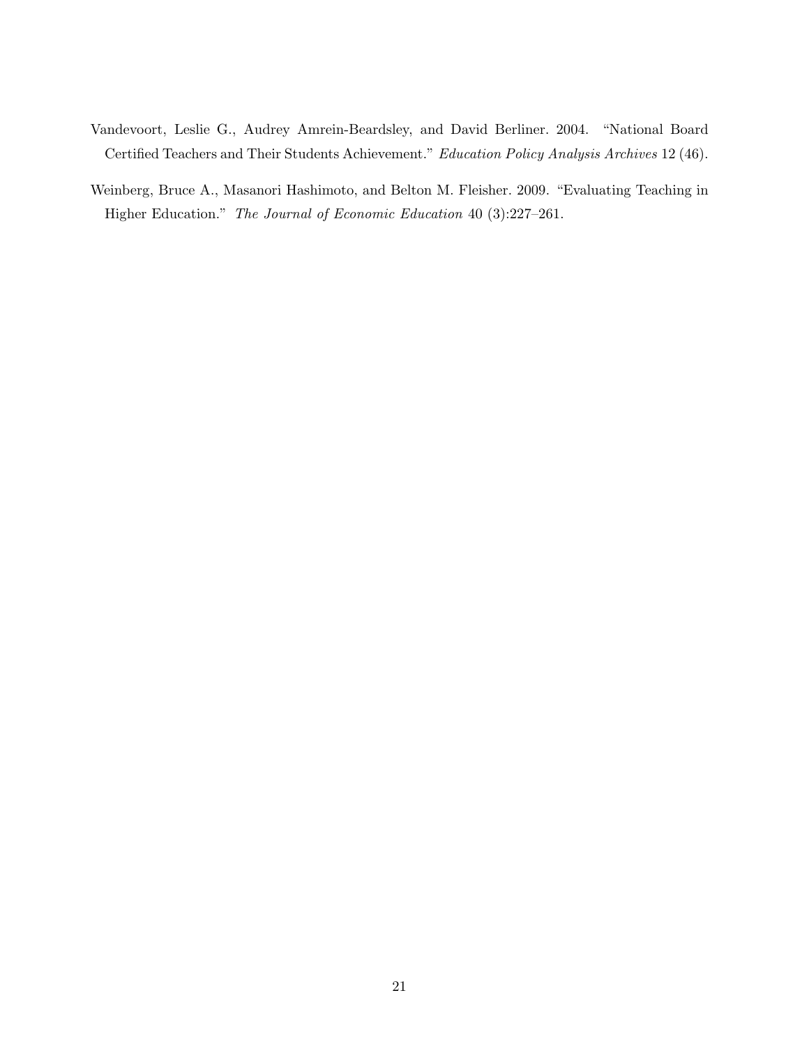Vandevoort, Leslie G., Audrey Amrein-Beardsley, and David Berliner. 2004. "National Board Certified Teachers and Their Students Achievement." *Education Policy Analysis Archives* 12 (46).

Weinberg, Bruce A., Masanori Hashimoto, and Belton M. Fleisher. 2009. "Evaluating Teaching in Higher Education." *The Journal of Economic Education* 40 (3):227–261.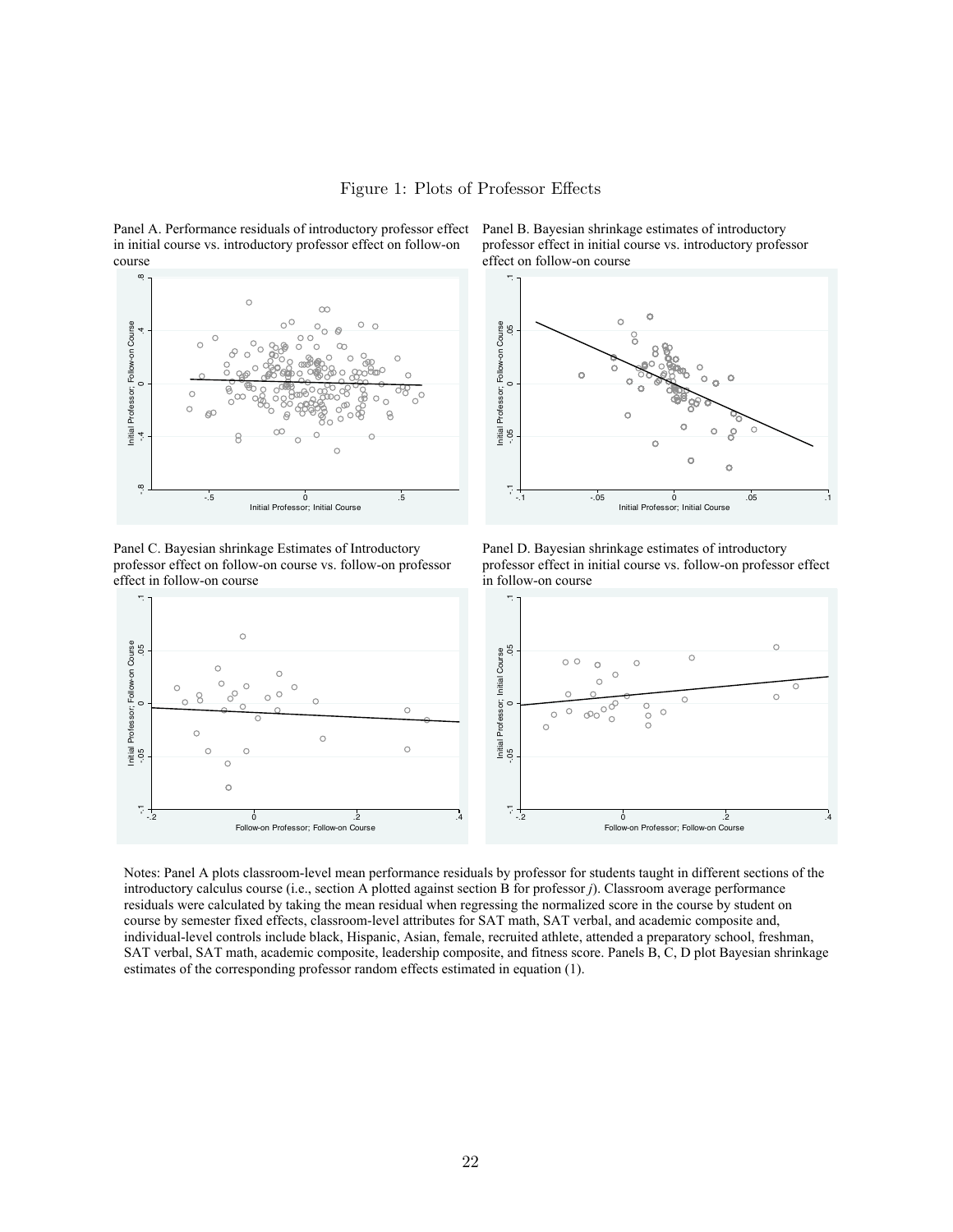Figure 1: Plots of Professor Effects

Panel A. Performance residuals of introductory professor effect in initial course vs. introductory professor effect on follow-on course

Panel B. Bayesian shrinkage estimates of introductory professor effect in initial course vs. introductory professor effect on follow-on course

Panel C. Bayesian shrinkage Estimates of Introductory professor effect on follow-on course vs. follow-on professor effect in follow-on course

Panel D. Bayesian shrinkage estimates of introductory professor effect in initial course vs. follow-on professor effect in follow-on course

Notes: Panel A plots classroom-level mean performance residuals by professor for students taught in different sections of the introductory calculus course (i.e., section A plotted against section B for professor *j*). Classroom average performance residuals were calculated by taking the mean residual when regressing the normalized score in the course by student on course by semester fixed effects, classroom-level attributes for SAT math, SAT verbal, and academic composite and, individual-level controls include black, Hispanic, Asian, female, recruited athlete, attended a preparatory school, freshman, SAT verbal, SAT math, academic composite, leadership composite, and fitness score. Panels B, C, D plot Bayesian shrinkage estimates of the corresponding professor random effects estimated in equation (1).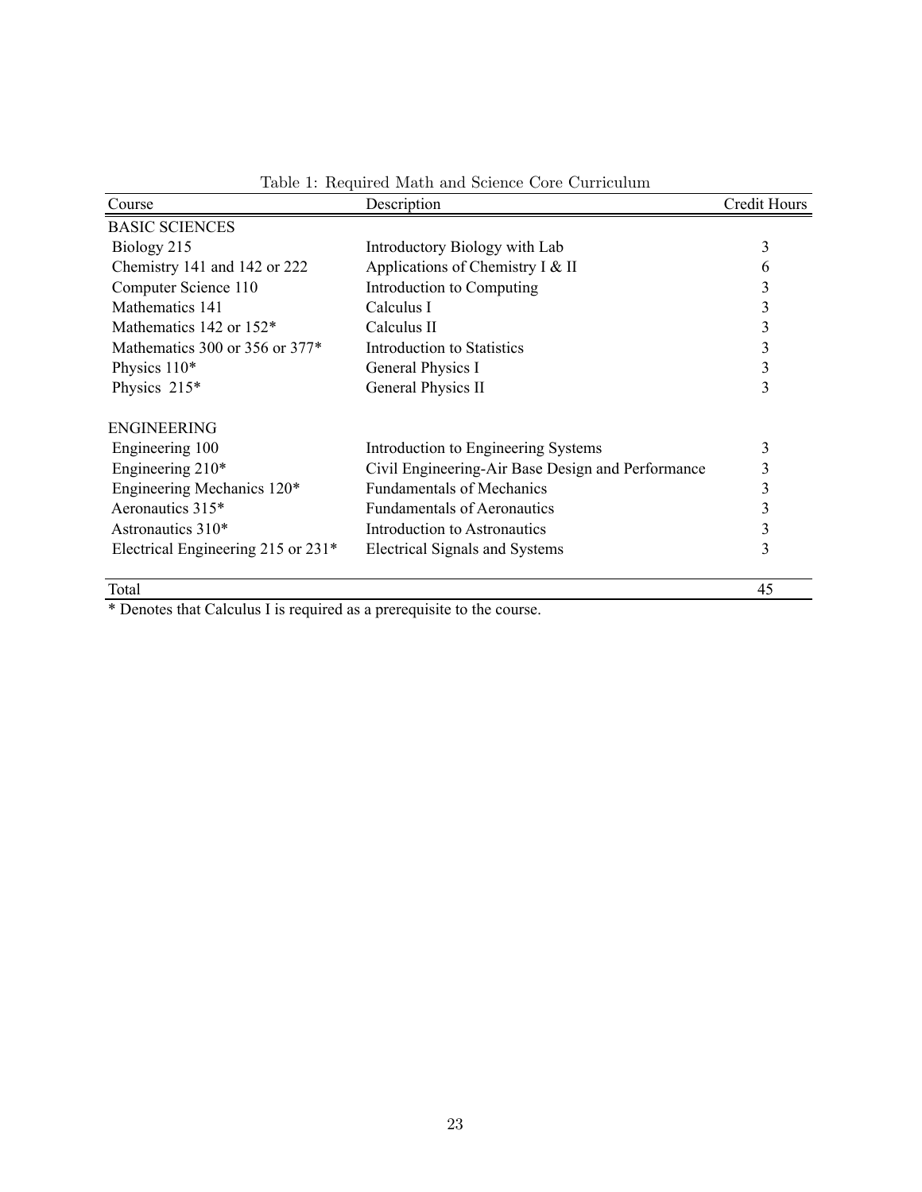Table 1: Required Math and Science Core Curriculum

| Course | Description | Credit Hours |
|---|---|---|
| BASIC SCIENCES | | |
| Biology 215 | Introductory Biology with Lab | 3 |
| Chemistry 141 and 142 or 222 | Applications of Chemistry I & II | 6 |
| Computer Science 110 | Introduction to Computing | 3 |
| Mathematics 141 | Calculus I | 3 |
| Mathematics 142 or 152* | Calculus II | 3 |
| Mathematics 300 or 356 or 377* | Introduction to Statistics | 3 |
| Physics 110* | General Physics I | 3 |
| Physics 215* | General Physics II | 3 |
| ENGINEERING | | |
| Engineering 100 | Introduction to Engineering Systems | 3 |
| Engineering 210* | Civil Engineering-Air Base Design and Performance | 3 |
| Engineering Mechanics 120* | Fundamentals of Mechanics | 3 |
| Aeronautics 315* | Fundamentals of Aeronautics | 3 |
| Astronautics 310* | Introduction to Astronautics | 3 |
| Electrical Engineering 215 or 231* | Electrical Signals and Systems | 3 |
| Total | | 45 |

* Denotes that Calculus I is required as a prerequisite to the course.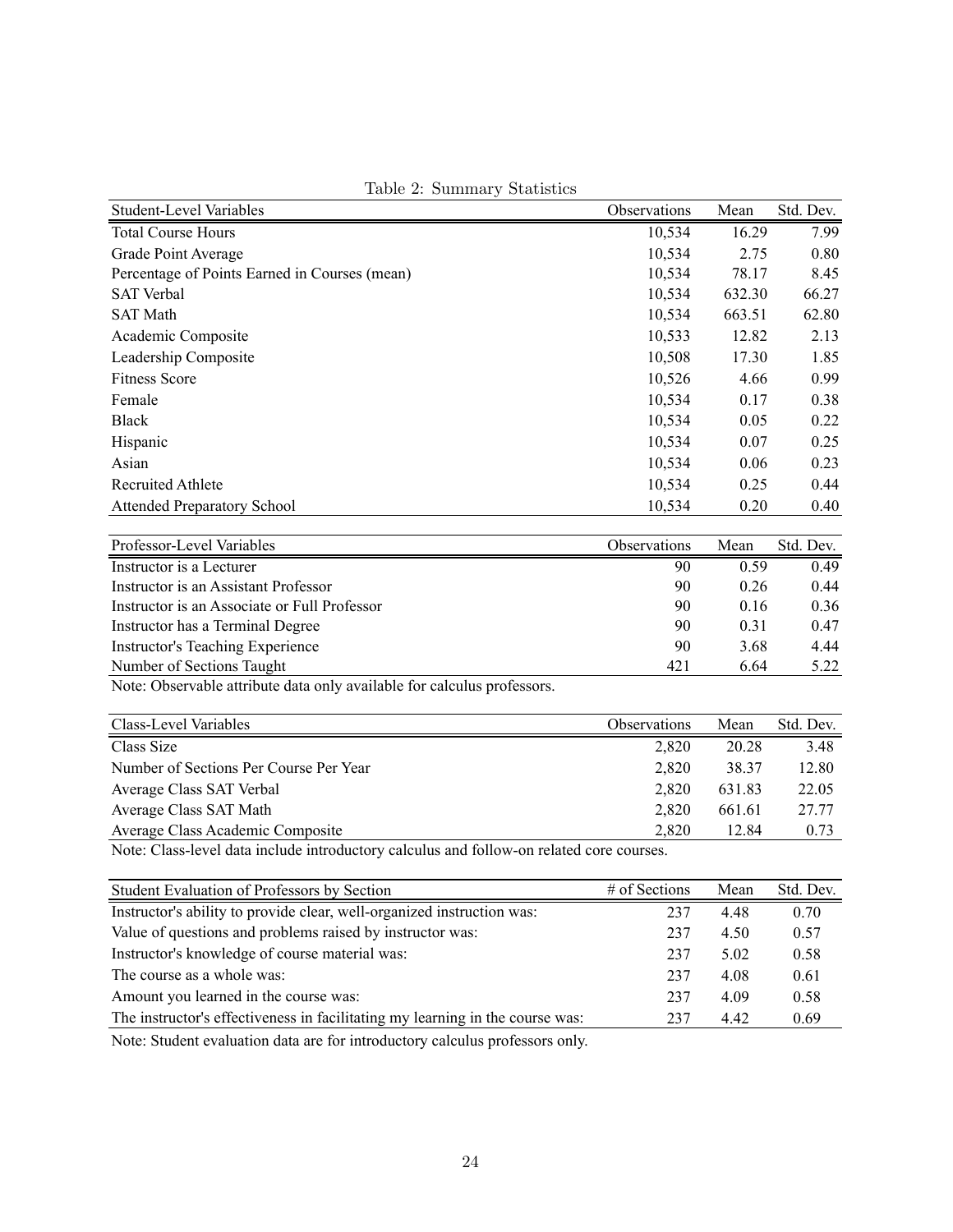Table 2: Summary Statistics

| Student-Level Variables | Observations | Mean | Std. Dev. |
|---|---|---|---|
| Total Course Hours | 10,534 | 16.29 | 7.99 |
| Grade Point Average | 10,534 | 2.75 | 0.80 |
| Percentage of Points Earned in Courses (mean) | 10,534 | 78.17 | 8.45 |
| SAT Verbal | 10,534 | 632.30 | 66.27 |
| SAT Math | 10,534 | 663.51 | 62.80 |
| Academic Composite | 10,533 | 12.82 | 2.13 |
| Leadership Composite | 10,508 | 17.30 | 1.85 |
| Fitness Score | 10,526 | 4.66 | 0.99 |
| Female | 10,534 | 0.17 | 0.38 |
| Black | 10,534 | 0.05 | 0.22 |
| Hispanic | 10,534 | 0.07 | 0.25 |
| Asian | 10,534 | 0.06 | 0.23 |
| Recruited Athlete | 10,534 | 0.25 | 0.44 |
| Attended Preparatory School | 10,534 | 0.20 | 0.40 |

| Professor-Level Variables | Observations | Mean | Std. Dev. |
|---|---|---|---|
| Instructor is a Lecturer | 90 | 0.59 | 0.49 |
| Instructor is an Assistant Professor | 90 | 0.26 | 0.44 |
| Instructor is an Associate or Full Professor | 90 | 0.16 | 0.36 |
| Instructor has a Terminal Degree | 90 | 0.31 | 0.47 |
| Instructor's Teaching Experience | 90 | 3.68 | 4.44 |
| Number of Sections Taught | 421 | 6.64 | 5.22 |

Note: Observable attribute data only available for calculus professors.

| Class-Level Variables | Observations | Mean | Std. Dev. |
|---|---|---|---|
| Class Size | 2,820 | 20.28 | 3.48 |
| Number of Sections Per Course Per Year | 2,820 | 38.37 | 12.80 |
| Average Class SAT Verbal | 2,820 | 631.83 | 22.05 |
| Average Class SAT Math | 2,820 | 661.61 | 27.77 |
| Average Class Academic Composite | 2,820 | 12.84 | 0.73 |

Note: Class-level data include introductory calculus and follow-on related core courses.

| Student Evaluation of Professors by Section | # of Sections | Mean | Std. Dev. |
|---|---|---|---|
| Instructor's ability to provide clear, well-organized instruction was: | 237 | 4.48 | 0.70 |
| Value of questions and problems raised by instructor was: | 237 | 4.50 | 0.57 |
| Instructor's knowledge of course material was: | 237 | 5.02 | 0.58 |
| The course as a whole was: | 237 | 4.08 | 0.61 |
| Amount you learned in the course was: | 237 | 4.09 | 0.58 |
| The instructor's effectiveness in facilitating my learning in the course was: | 237 | 4.42 | 0.69 |

Note: Student evaluation data are for introductory calculus professors only.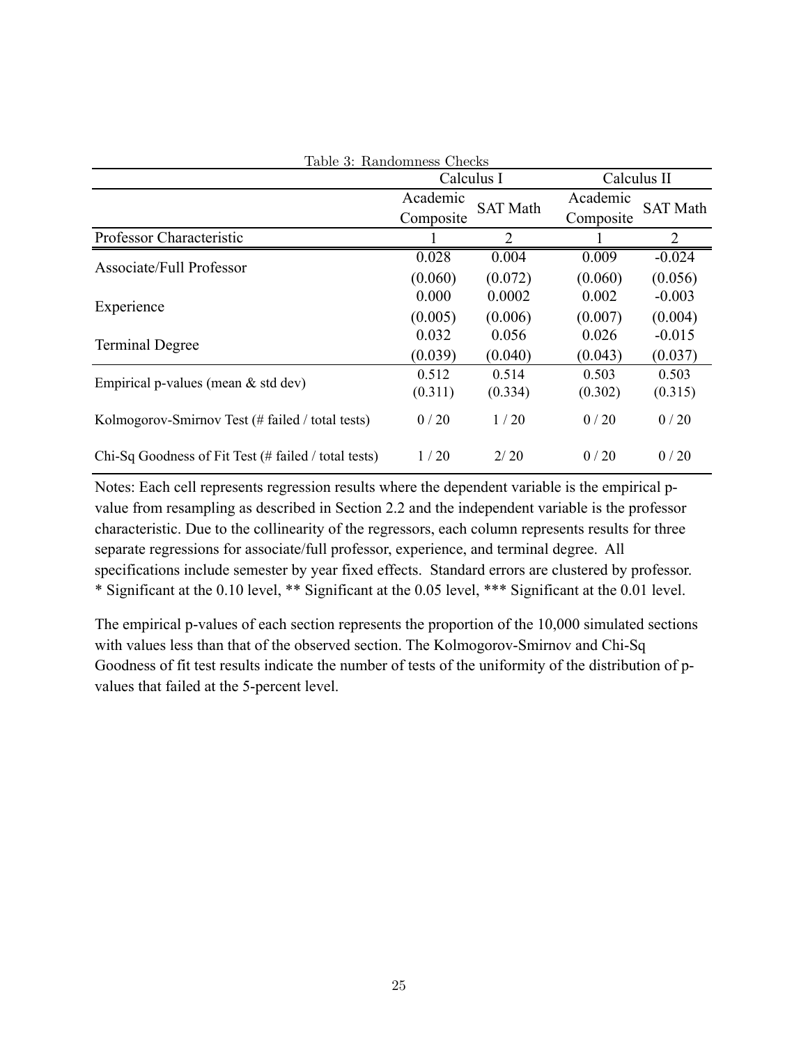Table 3: Randomness Checks

| | Calculus I | | Calculus II | |
|---|---|---|---|---|
| | Academic Composite | SAT Math | Academic Composite | SAT Math |
| Professor Characteristic | 1 | 2 | 1 | 2 |
| Associate/Full Professor | 0.028 | 0.004 | 0.009 | -0.024 |
| | (0.060) | (0.072) | (0.060) | (0.056) |
| Experience | 0.000 | 0.0002 | 0.002 | -0.003 |
| | (0.005) | (0.006) | (0.007) | (0.004) |
| Terminal Degree | 0.032 | 0.056 | 0.026 | -0.015 |
| | (0.039) | (0.040) | (0.043) | (0.037) |
| Empirical p-values (mean & std dev) | 0.512 | 0.514 | 0.503 | 0.503 |
| | (0.311) | (0.334) | (0.302) | (0.315) |
| Kolmogorov-Smirnov Test (# failed / total tests) | 0 / 20 | 1 / 20 | 0 / 20 | 0 / 20 |
| Chi-Sq Goodness of Fit Test (# failed / total tests) | 1 / 20 | 2/ 20 | 0 / 20 | 0 / 20 |

Notes: Each cell represents regression results where the dependent variable is the empirical p-value from resampling as described in Section 2.2 and the independent variable is the professor characteristic. Due to the collinearity of the regressors, each column represents results for three separate regressions for associate/full professor, experience, and terminal degree. All specifications include semester by year fixed effects. Standard errors are clustered by professor. * Significant at the 0.10 level, ** Significant at the 0.05 level, *** Significant at the 0.01 level.

The empirical p-values of each section represents the proportion of the 10,000 simulated sections with values less than that of the observed section. The Kolmogorov-Smirnov and Chi-Sq Goodness of fit test results indicate the number of tests of the uniformity of the distribution of p-values that failed at the 5-percent level.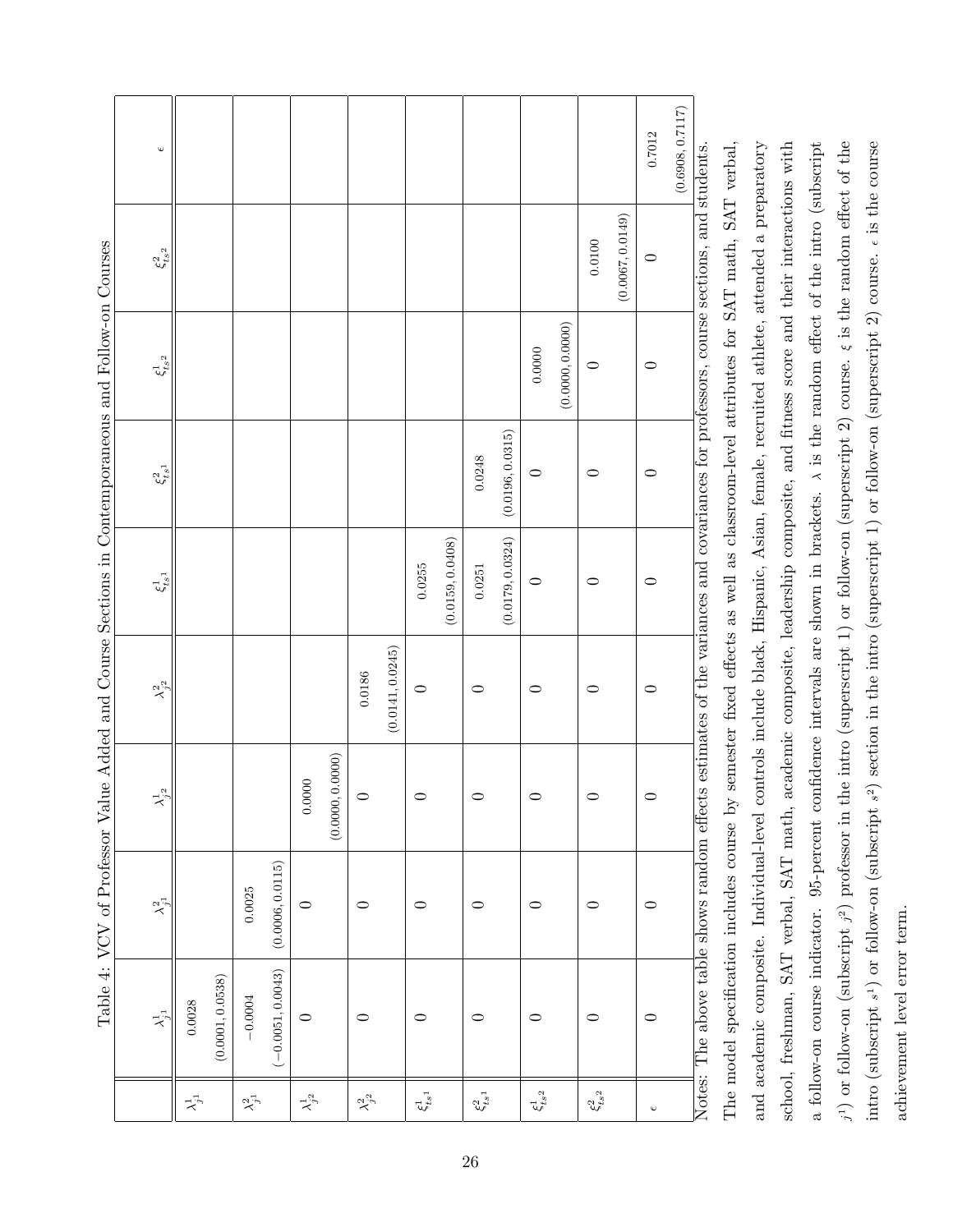Table 4: VCV of Professor Value Added and Course Sections in Contemporaneous and Follow-on Courses

| | $\lambda^1_{j^1}$ | $\lambda^2_{j^1}$ | $\lambda^1_{j^2}$ | $\lambda^2_{j^2}$ | $\xi^1_{ts^1}$ | $\xi^2_{ts^1}$ | $\xi^1_{ts^2}$ | $\xi^2_{ts^2}$ | $\epsilon$ |
|---|---|---|---|---|---|---|---|---|---|
| $\lambda^1_{j^1}$ | 0.0028 (0.0001, 0.0538) | | | | | | | | |
| $\lambda^2_{j^1}$ | −0.0004 (−0.0051, 0.0043) | 0.0025 (0.0006, 0.0115) | | | | | | | |
| $\lambda^1_{j^2}$ | 0 | 0 | 0.0000 (0.0000, 0.0000) | | | | | | |
| $\lambda^2_{j^2}$ | 0 | 0 | 0 | 0.0186 (0.0141, 0.0245) | | | | | |
| $\xi^1_{ts^1}$ | 0 | 0 | 0 | 0 | 0.0255 (0.0159, 0.0408) | | | | |
| $\xi^2_{ts^1}$ | 0 | 0 | 0 | 0 | 0.0251 (0.0179, 0.0324) | 0.0248 (0.0196, 0.0315) | | | |
| $\xi^1_{ts^2}$ | 0 | 0 | 0 | 0 | 0 | 0 | 0.0000 (0.0000, 0.0000) | | |
| $\xi^2_{ts^2}$ | 0 | 0 | 0 | 0 | 0 | 0 | 0 | 0.0100 (0.0067, 0.0149) | |
| $\epsilon$ | 0 | 0 | 0 | 0 | 0 | 0 | 0 | 0 | 0.7012 (0.6908, 0.7117) |

Notes: The above table shows random effects estimates of the variances and covariances for professors, course sections, and students. The model specification includes course by semester fixed effects as well as classroom-level attributes for SAT math, SAT verbal, and academic composite. Individual-level controls include black, Hispanic, Asian, female, recruited athlete, attended a preparatory school, freshman, SAT verbal, SAT math, academic composite, leadership composite, and fitness score and their interactions with a follow-on course indicator. 95-percent confidence intervals are shown in brackets. $\lambda$ is the random effect of the intro (subscript $j^1$) or follow-on (subscript $j^2$) professor in the intro (superscript 1) or follow-on (superscript 2) course. $\xi$ is the random effect of the intro (subscript $s^1$) or follow-on (subscript $s^2$) section in the intro (superscript 1) or follow-on (superscript 2) course. $\epsilon$ is the course achievement level error term.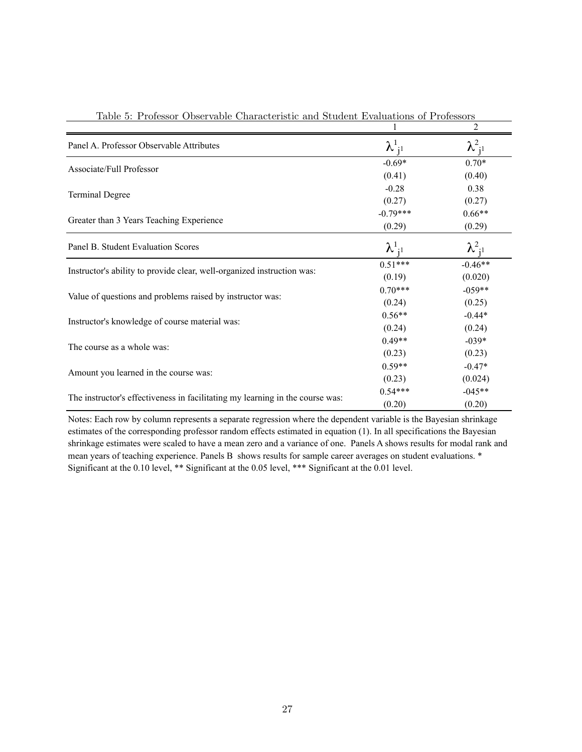Table 5: Professor Observable Characteristic and Student Evaluations of Professors

| | 1 | 2 |
|---|---|---|
| Panel A. Professor Observable Attributes | $\lambda^1_{j1}$ | $\lambda^2_{j1}$ |
| Associate/Full Professor | -0.69* | 0.70* |
| | (0.41) | (0.40) |
| Terminal Degree | -0.28 | 0.38 |
| | (0.27) | (0.27) |
| Greater than 3 Years Teaching Experience | -0.79*** | 0.66** |
| | (0.29) | (0.29) |
| Panel B. Student Evaluation Scores | $\lambda^1_{j1}$ | $\lambda^2_{j1}$ |
| Instructor's ability to provide clear, well-organized instruction was: | 0.51*** | -0.46** |
| | (0.19) | (0.020) |
| Value of questions and problems raised by instructor was: | 0.70*** | -059** |
| | (0.24) | (0.25) |
| Instructor's knowledge of course material was: | 0.56** | -0.44* |
| | (0.24) | (0.24) |
| The course as a whole was: | 0.49** | -039* |
| | (0.23) | (0.23) |
| Amount you learned in the course was: | 0.59** | -0.47* |
| | (0.23) | (0.024) |
| The instructor's effectiveness in facilitating my learning in the course was: | 0.54*** | -045** |
| | (0.20) | (0.20) |

Notes: Each row by column represents a separate regression where the dependent variable is the Bayesian shrinkage estimates of the corresponding professor random effects estimated in equation (1). In all specifications the Bayesian shrinkage estimates were scaled to have a mean zero and a variance of one. Panels A shows results for modal rank and mean years of teaching experience. Panels B shows results for sample career averages on student evaluations. * Significant at the 0.10 level, ** Significant at the 0.05 level, *** Significant at the 0.01 level.